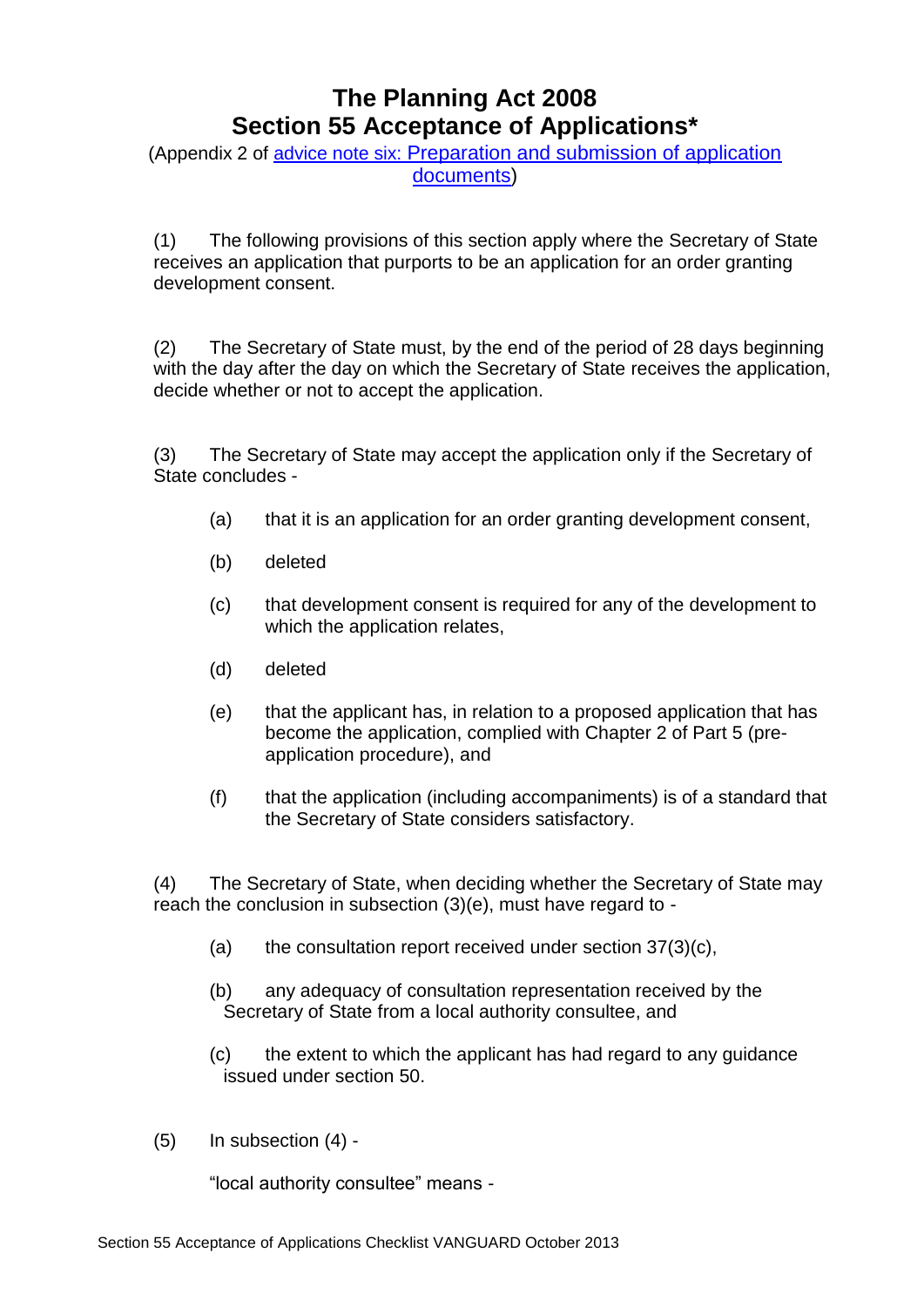# The Planning Act 2008
# Section 55 Acceptance of Applications*

(Appendix 2 of [advice note six: Preparation and submission of application documents])

(1) The following provisions of this section apply where the Secretary of State receives an application that purports to be an application for an order granting development consent.

(2) The Secretary of State must, by the end of the period of 28 days beginning with the day after the day on which the Secretary of State receives the application, decide whether or not to accept the application.

(3) The Secretary of State may accept the application only if the Secretary of State concludes -

- (a) that it is an application for an order granting development consent,
- (b) deleted
- (c) that development consent is required for any of the development to which the application relates,
- (d) deleted
- (e) that the applicant has, in relation to a proposed application that has become the application, complied with Chapter 2 of Part 5 (pre-application procedure), and
- (f) that the application (including accompaniments) is of a standard that the Secretary of State considers satisfactory.

(4) The Secretary of State, when deciding whether the Secretary of State may reach the conclusion in subsection (3)(e), must have regard to -

- (a) the consultation report received under section 37(3)(c),
- (b) any adequacy of consultation representation received by the Secretary of State from a local authority consultee, and
- (c) the extent to which the applicant has had regard to any guidance issued under section 50.

(5) In subsection (4) -

"local authority consultee" means -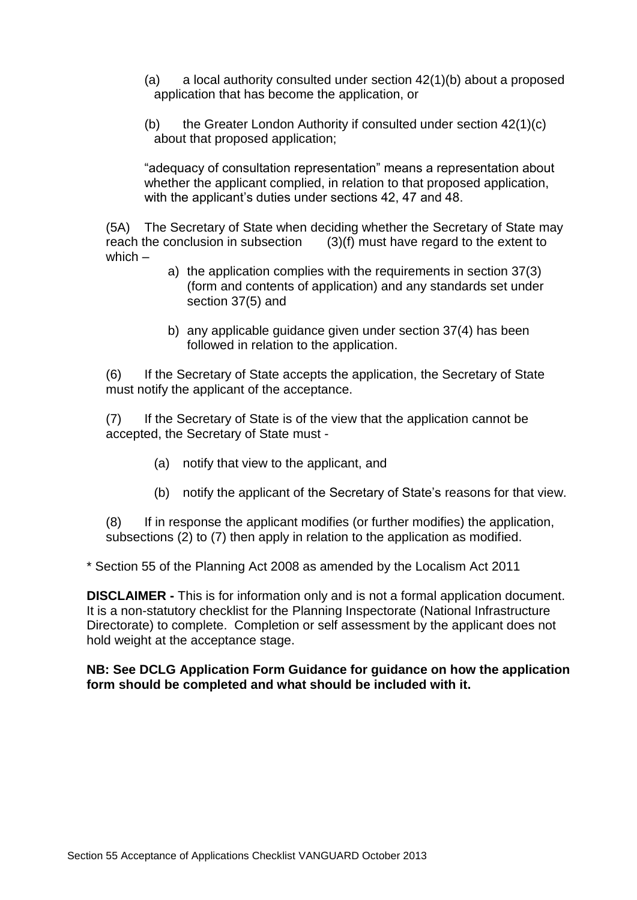(a) a local authority consulted under section 42(1)(b) about a proposed application that has become the application, or

(b) the Greater London Authority if consulted under section 42(1)(c) about that proposed application;

"adequacy of consultation representation" means a representation about whether the applicant complied, in relation to that proposed application, with the applicant's duties under sections 42, 47 and 48.

(5A) The Secretary of State when deciding whether the Secretary of State may reach the conclusion in subsection (3)(f) must have regard to the extent to which –

a) the application complies with the requirements in section 37(3) (form and contents of application) and any standards set under section 37(5) and

b) any applicable guidance given under section 37(4) has been followed in relation to the application.

(6) If the Secretary of State accepts the application, the Secretary of State must notify the applicant of the acceptance.

(7) If the Secretary of State is of the view that the application cannot be accepted, the Secretary of State must -

(a) notify that view to the applicant, and

(b) notify the applicant of the Secretary of State's reasons for that view.

(8) If in response the applicant modifies (or further modifies) the application, subsections (2) to (7) then apply in relation to the application as modified.

* Section 55 of the Planning Act 2008 as amended by the Localism Act 2011

**DISCLAIMER -** This is for information only and is not a formal application document. It is a non-statutory checklist for the Planning Inspectorate (National Infrastructure Directorate) to complete. Completion or self assessment by the applicant does not hold weight at the acceptance stage.

**NB: See DCLG Application Form Guidance for guidance on how the application form should be completed and what should be included with it.**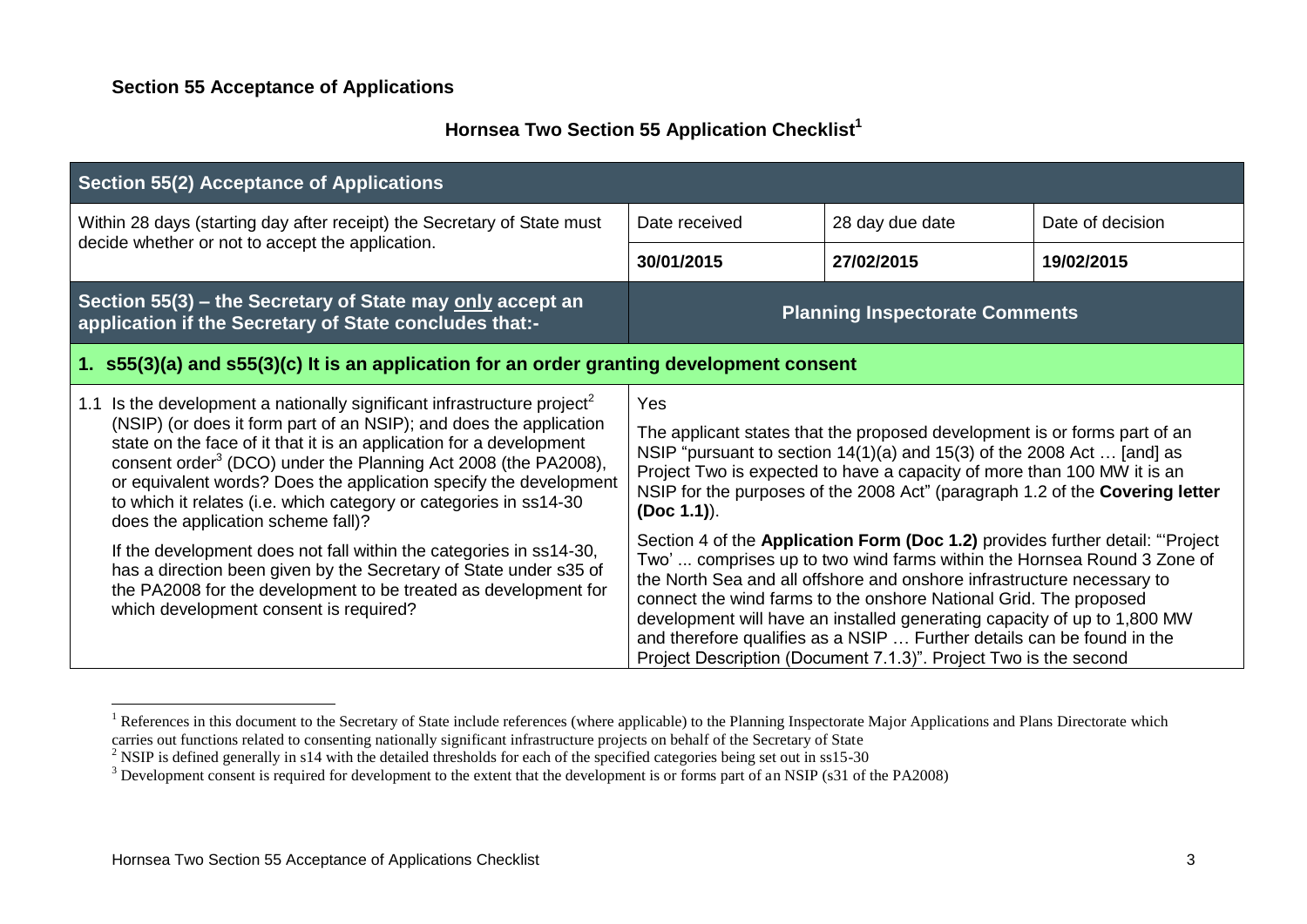## Section 55 Acceptance of Applications

### Hornsea Two Section 55 Application Checklist[1]

| Section 55(2) Acceptance of Applications | | | |
|---|---|---|---|
| Within 28 days (starting day after receipt) the Secretary of State must decide whether or not to accept the application. | Date received | 28 day due date | Date of decision |
| | **30/01/2015** | **27/02/2015** | **19/02/2015** |
| **Section 55(3) – the Secretary of State may only accept an application if the Secretary of State concludes that:-** | **Planning Inspectorate Comments** | | |
| **1. s55(3)(a) and s55(3)(c) It is an application for an order granting development consent** | | | |
| 1.1 Is the development a nationally significant infrastructure project[2] (NSIP) (or does it form part of an NSIP); and does the application state on the face of it that it is an application for a development consent order[3] (DCO) under the Planning Act 2008 (the PA2008), or equivalent words? Does the application specify the development to which it relates (i.e. which category or categories in ss14-30 does the application scheme fall)?<br><br>If the development does not fall within the categories in ss14-30, has a direction been given by the Secretary of State under s35 of the PA2008 for the development to be treated as development for which development consent is required? | Yes<br><br>The applicant states that the proposed development is or forms part of an NSIP "pursuant to section 14(1)(a) and 15(3) of the 2008 Act … [and] as Project Two is expected to have a capacity of more than 100 MW it is an NSIP for the purposes of the 2008 Act" (paragraph 1.2 of the **Covering letter (Doc 1.1)**).<br><br>Section 4 of the **Application Form (Doc 1.2)** provides further detail: "'Project Two' ... comprises up to two wind farms within the Hornsea Round 3 Zone of the North Sea and all offshore and onshore infrastructure necessary to connect the wind farms to the onshore National Grid. The proposed development will have an installed generating capacity of up to 1,800 MW and therefore qualifies as a NSIP … Further details can be found in the Project Description (Document 7.1.3)". Project Two is the second | | |

[1] References in this document to the Secretary of State include references (where applicable) to the Planning Inspectorate Major Applications and Plans Directorate which carries out functions related to consenting nationally significant infrastructure projects on behalf of the Secretary of State

[2] NSIP is defined generally in s14 with the detailed thresholds for each of the specified categories being set out in ss15-30

[3] Development consent is required for development to the extent that the development is or forms part of an NSIP (s31 of the PA2008)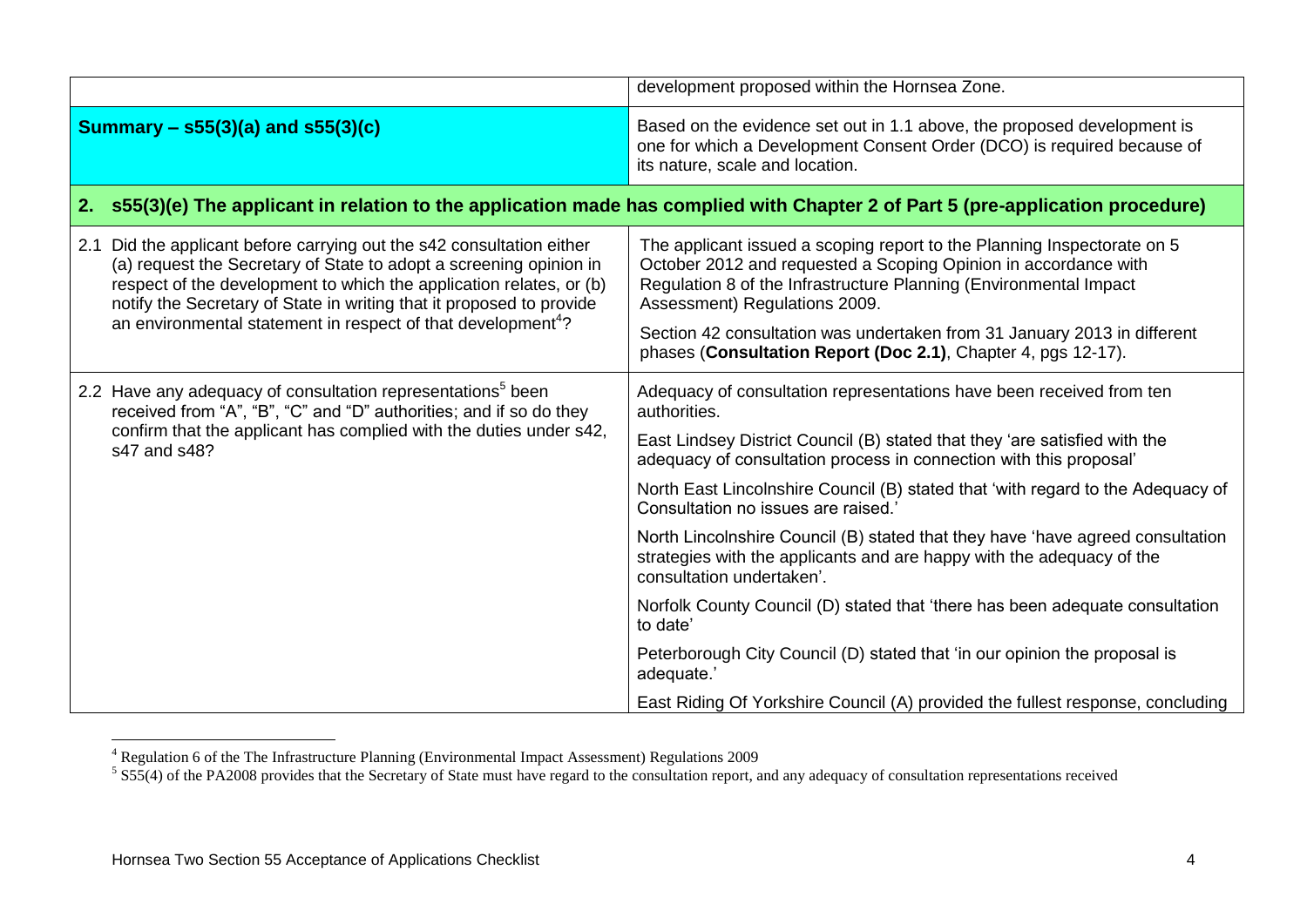| | |
|---|---|
| | development proposed within the Hornsea Zone. |
| **Summary – s55(3)(a) and s55(3)(c)** | Based on the evidence set out in 1.1 above, the proposed development is one for which a Development Consent Order (DCO) is required because of its nature, scale and location. |
| **2. s55(3)(e) The applicant in relation to the application made has complied with Chapter 2 of Part 5 (pre-application procedure)** | |
| 2.1 Did the applicant before carrying out the s42 consultation either (a) request the Secretary of State to adopt a screening opinion in respect of the development to which the application relates, or (b) notify the Secretary of State in writing that it proposed to provide an environmental statement in respect of that development[4]? | The applicant issued a scoping report to the Planning Inspectorate on 5 October 2012 and requested a Scoping Opinion in accordance with Regulation 8 of the Infrastructure Planning (Environmental Impact Assessment) Regulations 2009.<br><br>Section 42 consultation was undertaken from 31 January 2013 in different phases (**Consultation Report (Doc 2.1)**, Chapter 4, pgs 12-17). |
| 2.2 Have any adequacy of consultation representations[5] been received from "A", "B", "C" and "D" authorities; and if so do they confirm that the applicant has complied with the duties under s42, s47 and s48? | Adequacy of consultation representations have been received from ten authorities.<br><br>East Lindsey District Council (B) stated that they 'are satisfied with the adequacy of consultation process in connection with this proposal'<br><br>North East Lincolnshire Council (B) stated that 'with regard to the Adequacy of Consultation no issues are raised.'<br><br>North Lincolnshire Council (B) stated that they have 'have agreed consultation strategies with the applicants and are happy with the adequacy of the consultation undertaken'.<br><br>Norfolk County Council (D) stated that 'there has been adequate consultation to date'<br><br>Peterborough City Council (D) stated that 'in our opinion the proposal is adequate.'<br><br>East Riding Of Yorkshire Council (A) provided the fullest response, concluding |

[4] Regulation 6 of the The Infrastructure Planning (Environmental Impact Assessment) Regulations 2009

[5] S55(4) of the PA2008 provides that the Secretary of State must have regard to the consultation report, and any adequacy of consultation representations received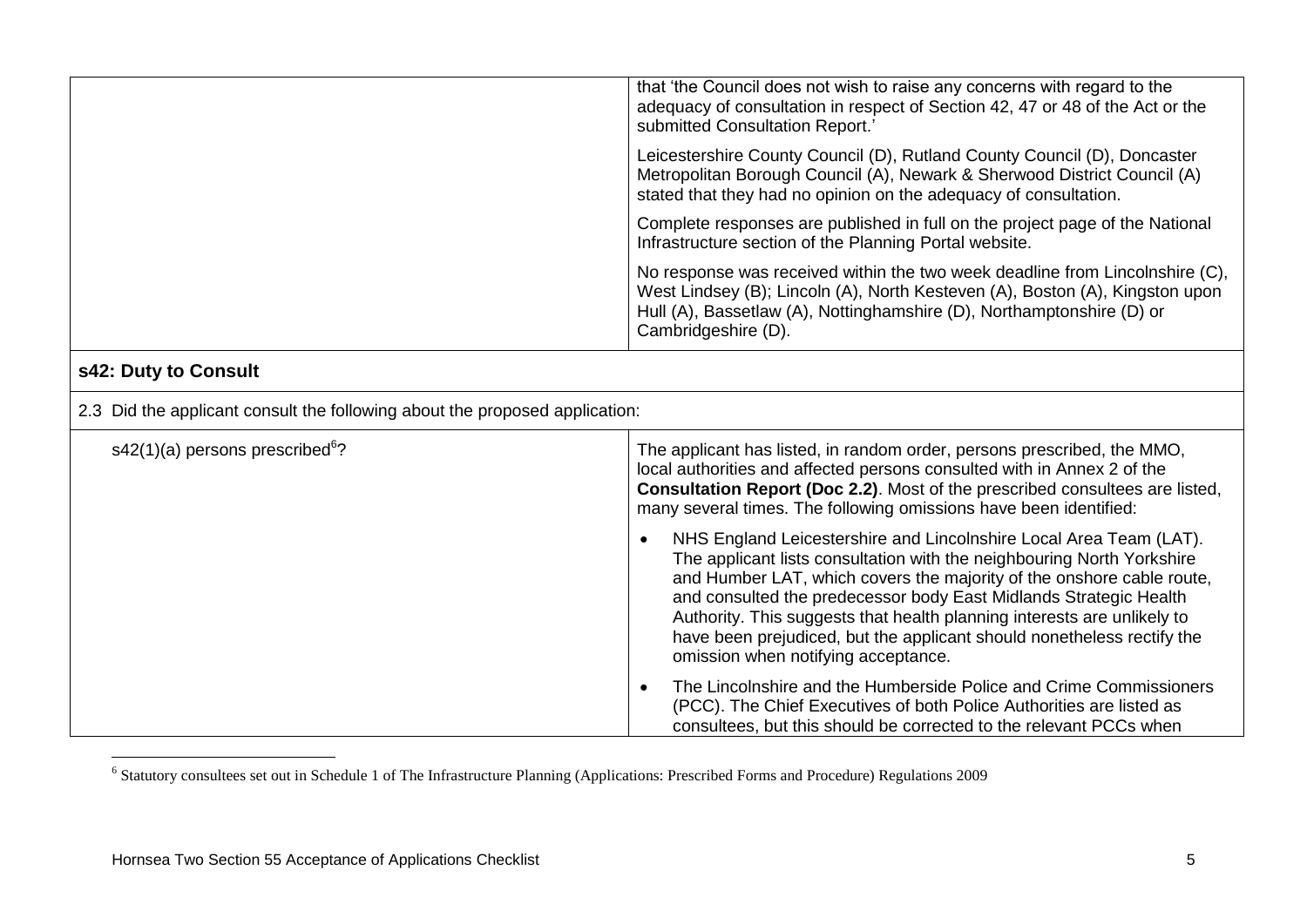| | |
|---|---|
| | that 'the Council does not wish to raise any concerns with regard to the adequacy of consultation in respect of Section 42, 47 or 48 of the Act or the submitted Consultation Report.'<br><br>Leicestershire County Council (D), Rutland County Council (D), Doncaster Metropolitan Borough Council (A), Newark & Sherwood District Council (A) stated that they had no opinion on the adequacy of consultation.<br><br>Complete responses are published in full on the project page of the National Infrastructure section of the Planning Portal website.<br><br>No response was received within the two week deadline from Lincolnshire (C), West Lindsey (B); Lincoln (A), North Kesteven (A), Boston (A), Kingston upon Hull (A), Bassetlaw (A), Nottinghamshire (D), Northamptonshire (D) or Cambridgeshire (D). |
| **s42: Duty to Consult** | |
| 2.3 Did the applicant consult the following about the proposed application: | |
| s42(1)(a) persons prescribed[6]? | The applicant has listed, in random order, persons prescribed, the MMO, local authorities and affected persons consulted with in Annex 2 of the **Consultation Report (Doc 2.2)**. Most of the prescribed consultees are listed, many several times. The following omissions have been identified:<br><br>• NHS England Leicestershire and Lincolnshire Local Area Team (LAT). The applicant lists consultation with the neighbouring North Yorkshire and Humber LAT, which covers the majority of the onshore cable route, and consulted the predecessor body East Midlands Strategic Health Authority. This suggests that health planning interests are unlikely to have been prejudiced, but the applicant should nonetheless rectify the omission when notifying acceptance.<br><br>• The Lincolnshire and the Humberside Police and Crime Commissioners (PCC). The Chief Executives of both Police Authorities are listed as consultees, but this should be corrected to the relevant PCCs when |

[6] Statutory consultees set out in Schedule 1 of The Infrastructure Planning (Applications: Prescribed Forms and Procedure) Regulations 2009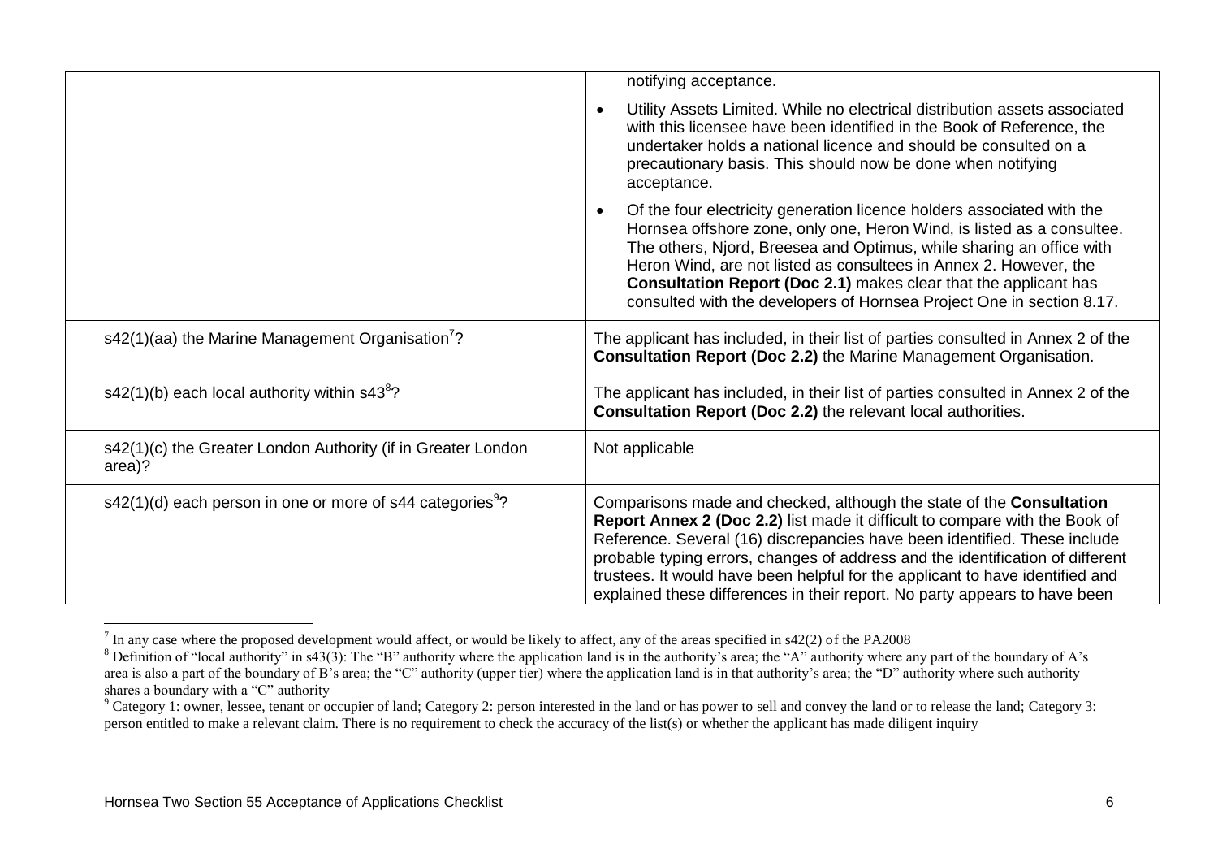| | |
|---|---|
| | notifying acceptance.<br>• Utility Assets Limited. While no electrical distribution assets associated with this licensee have been identified in the Book of Reference, the undertaker holds a national licence and should be consulted on a precautionary basis. This should now be done when notifying acceptance.<br>• Of the four electricity generation licence holders associated with the Hornsea offshore zone, only one, Heron Wind, is listed as a consultee. The others, Njord, Breesea and Optimus, while sharing an office with Heron Wind, are not listed as consultees in Annex 2. However, the **Consultation Report (Doc 2.1)** makes clear that the applicant has consulted with the developers of Hornsea Project One in section 8.17. |
| s42(1)(aa) the Marine Management Organisation[7]? | The applicant has included, in their list of parties consulted in Annex 2 of the **Consultation Report (Doc 2.2)** the Marine Management Organisation. |
| s42(1)(b) each local authority within s43[8]? | The applicant has included, in their list of parties consulted in Annex 2 of the **Consultation Report (Doc 2.2)** the relevant local authorities. |
| s42(1)(c) the Greater London Authority (if in Greater London area)? | Not applicable |
| s42(1)(d) each person in one or more of s44 categories[9]? | Comparisons made and checked, although the state of the **Consultation Report Annex 2 (Doc 2.2)** list made it difficult to compare with the Book of Reference. Several (16) discrepancies have been identified. These include probable typing errors, changes of address and the identification of different trustees. It would have been helpful for the applicant to have identified and explained these differences in their report. No party appears to have been |

[7] In any case where the proposed development would affect, or would be likely to affect, any of the areas specified in s42(2) of the PA2008

[8] Definition of "local authority" in s43(3): The "B" authority where the application land is in the authority's area; the "A" authority where any part of the boundary of A's area is also a part of the boundary of B's area; the "C" authority (upper tier) where the application land is in that authority's area; the "D" authority where such authority shares a boundary with a "C" authority

[9] Category 1: owner, lessee, tenant or occupier of land; Category 2: person interested in the land or has power to sell and convey the land or to release the land; Category 3: person entitled to make a relevant claim. There is no requirement to check the accuracy of the list(s) or whether the applicant has made diligent inquiry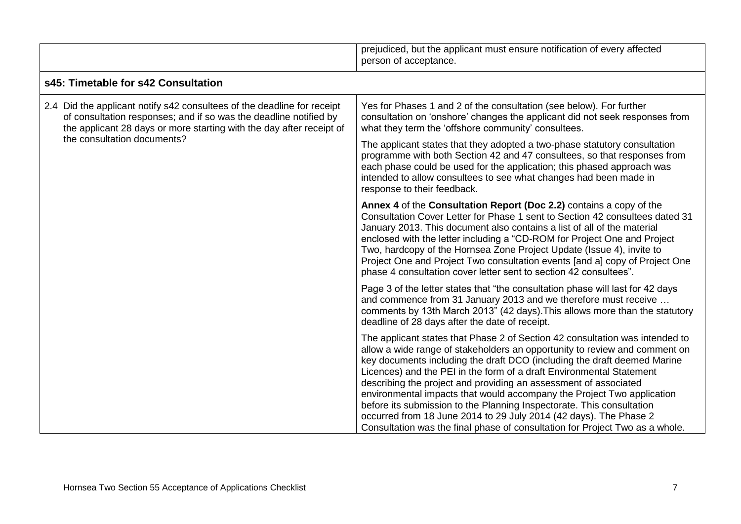| | |
|---|---|
| | prejudiced, but the applicant must ensure notification of every affected person of acceptance. |
| **s45: Timetable for s42 Consultation** | |
| 2.4 Did the applicant notify s42 consultees of the deadline for receipt of consultation responses; and if so was the deadline notified by the applicant 28 days or more starting with the day after receipt of the consultation documents? | Yes for Phases 1 and 2 of the consultation (see below). For further consultation on 'onshore' changes the applicant did not seek responses from what they term the 'offshore community' consultees.<br><br>The applicant states that they adopted a two-phase statutory consultation programme with both Section 42 and 47 consultees, so that responses from each phase could be used for the application; this phased approach was intended to allow consultees to see what changes had been made in response to their feedback.<br><br>**Annex 4** of the **Consultation Report (Doc 2.2)** contains a copy of the Consultation Cover Letter for Phase 1 sent to Section 42 consultees dated 31 January 2013. This document also contains a list of all of the material enclosed with the letter including a "CD-ROM for Project One and Project Two, hardcopy of the Hornsea Zone Project Update (Issue 4), invite to Project One and Project Two consultation events [and a] copy of Project One phase 4 consultation cover letter sent to section 42 consultees".<br><br>Page 3 of the letter states that "the consultation phase will last for 42 days and commence from 31 January 2013 and we therefore must receive … comments by 13th March 2013" (42 days).This allows more than the statutory deadline of 28 days after the date of receipt.<br><br>The applicant states that Phase 2 of Section 42 consultation was intended to allow a wide range of stakeholders an opportunity to review and comment on key documents including the draft DCO (including the draft deemed Marine Licences) and the PEI in the form of a draft Environmental Statement describing the project and providing an assessment of associated environmental impacts that would accompany the Project Two application before its submission to the Planning Inspectorate. This consultation occurred from 18 June 2014 to 29 July 2014 (42 days). The Phase 2 Consultation was the final phase of consultation for Project Two as a whole. |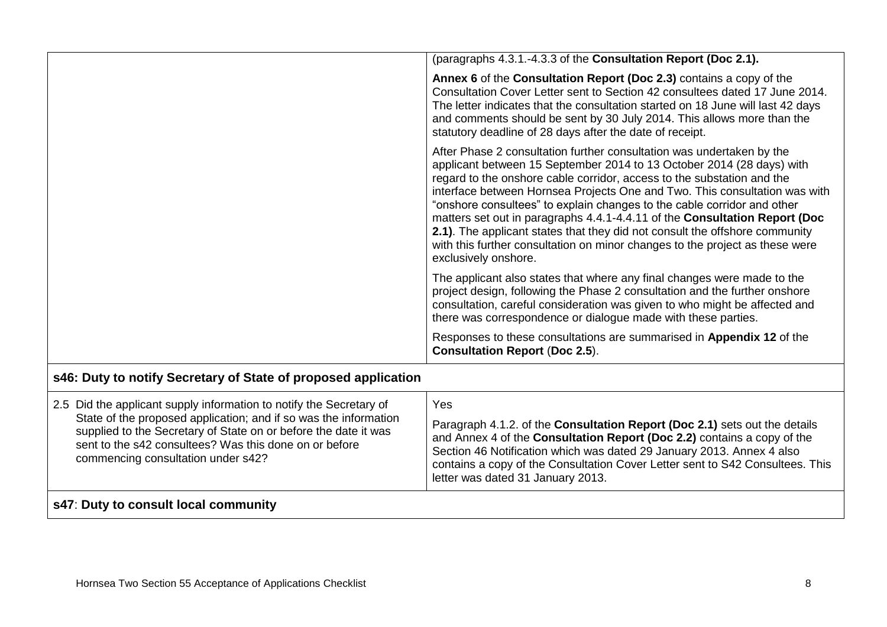| | |
|---|---|
| | (paragraphs 4.3.1.-4.3.3 of the **Consultation Report (Doc 2.1).**<br><br>**Annex 6** of the **Consultation Report (Doc 2.3)** contains a copy of the Consultation Cover Letter sent to Section 42 consultees dated 17 June 2014. The letter indicates that the consultation started on 18 June will last 42 days and comments should be sent by 30 July 2014. This allows more than the statutory deadline of 28 days after the date of receipt.<br><br>After Phase 2 consultation further consultation was undertaken by the applicant between 15 September 2014 to 13 October 2014 (28 days) with regard to the onshore cable corridor, access to the substation and the interface between Hornsea Projects One and Two. This consultation was with "onshore consultees" to explain changes to the cable corridor and other matters set out in paragraphs 4.4.1-4.4.11 of the **Consultation Report (Doc 2.1)**. The applicant states that they did not consult the offshore community with this further consultation on minor changes to the project as these were exclusively onshore.<br><br>The applicant also states that where any final changes were made to the project design, following the Phase 2 consultation and the further onshore consultation, careful consideration was given to who might be affected and there was correspondence or dialogue made with these parties.<br><br>Responses to these consultations are summarised in **Appendix 12** of the **Consultation Report** (**Doc 2.5**). |
| **s46: Duty to notify Secretary of State of proposed application** | |
| 2.5 Did the applicant supply information to notify the Secretary of State of the proposed application; and if so was the information supplied to the Secretary of State on or before the date it was sent to the s42 consultees? Was this done on or before commencing consultation under s42? | Yes<br><br>Paragraph 4.1.2. of the **Consultation Report (Doc 2.1)** sets out the details and Annex 4 of the **Consultation Report (Doc 2.2)** contains a copy of the Section 46 Notification which was dated 29 January 2013. Annex 4 also contains a copy of the Consultation Cover Letter sent to S42 Consultees. This letter was dated 31 January 2013. |
| **s47**: **Duty to consult local community** | |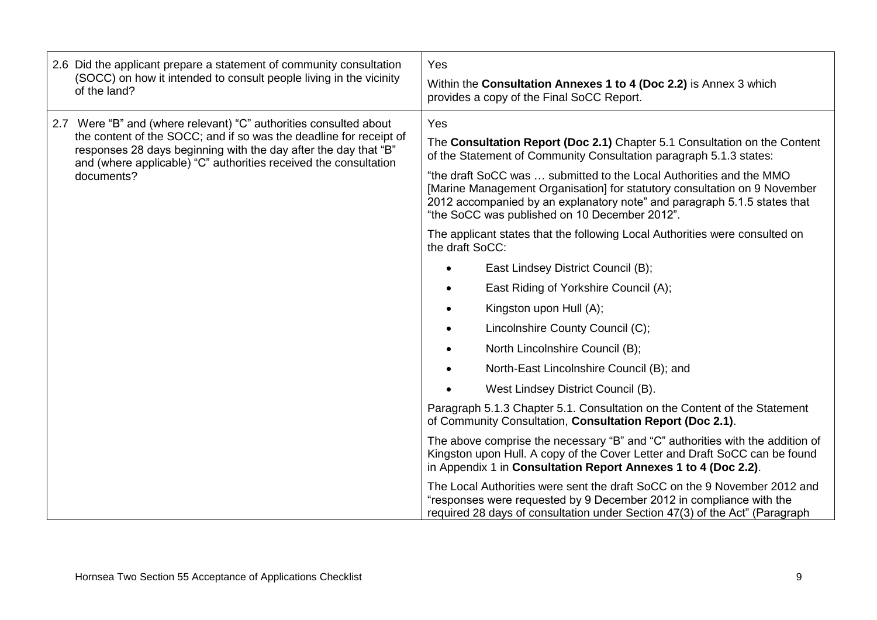| | |
|---|---|
| 2.6 Did the applicant prepare a statement of community consultation (SOCC) on how it intended to consult people living in the vicinity of the land? | Yes<br><br>Within the **Consultation Annexes 1 to 4 (Doc 2.2)** is Annex 3 which provides a copy of the Final SoCC Report. |
| 2.7 Were "B" and (where relevant) "C" authorities consulted about the content of the SOCC; and if so was the deadline for receipt of responses 28 days beginning with the day after the day that "B" and (where applicable) "C" authorities received the consultation documents? | Yes<br><br>The **Consultation Report (Doc 2.1)** Chapter 5.1 Consultation on the Content of the Statement of Community Consultation paragraph 5.1.3 states:<br><br>"the draft SoCC was … submitted to the Local Authorities and the MMO [Marine Management Organisation] for statutory consultation on 9 November 2012 accompanied by an explanatory note" and paragraph 5.1.5 states that "the SoCC was published on 10 December 2012".<br><br>The applicant states that the following Local Authorities were consulted on the draft SoCC:<br><br>• East Lindsey District Council (B);<br>• East Riding of Yorkshire Council (A);<br>• Kingston upon Hull (A);<br>• Lincolnshire County Council (C);<br>• North Lincolnshire Council (B);<br>• North-East Lincolnshire Council (B); and<br>• West Lindsey District Council (B).<br><br>Paragraph 5.1.3 Chapter 5.1. Consultation on the Content of the Statement of Community Consultation, **Consultation Report (Doc 2.1)**.<br><br>The above comprise the necessary "B" and "C" authorities with the addition of Kingston upon Hull. A copy of the Cover Letter and Draft SoCC can be found in Appendix 1 in **Consultation Report Annexes 1 to 4 (Doc 2.2)**.<br><br>The Local Authorities were sent the draft SoCC on the 9 November 2012 and "responses were requested by 9 December 2012 in compliance with the required 28 days of consultation under Section 47(3) of the Act" (Paragraph |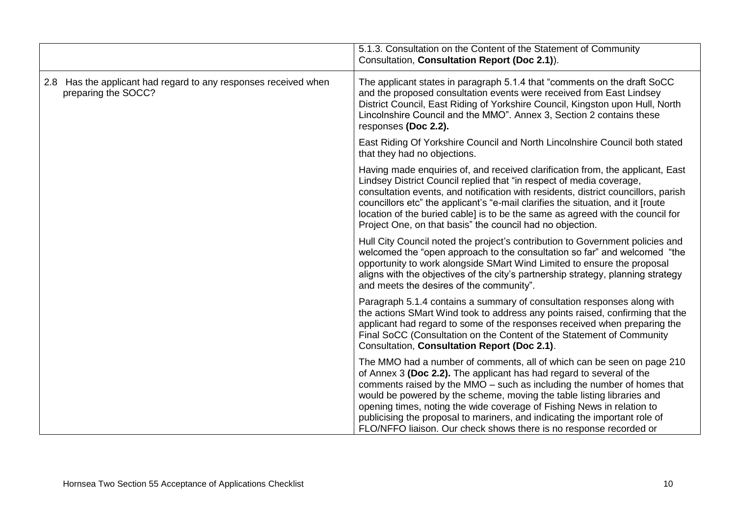| | |
|---|---|
| | 5.1.3. Consultation on the Content of the Statement of Community Consultation, **Consultation Report (Doc 2.1)**). |
| 2.8 Has the applicant had regard to any responses received when preparing the SOCC? | The applicant states in paragraph 5.1.4 that "comments on the draft SoCC and the proposed consultation events were received from East Lindsey District Council, East Riding of Yorkshire Council, Kingston upon Hull, North Lincolnshire Council and the MMO". Annex 3, Section 2 contains these responses **(Doc 2.2).**<br><br>East Riding Of Yorkshire Council and North Lincolnshire Council both stated that they had no objections.<br><br>Having made enquiries of, and received clarification from, the applicant, East Lindsey District Council replied that "in respect of media coverage, consultation events, and notification with residents, district councillors, parish councillors etc" the applicant's "e-mail clarifies the situation, and it [route location of the buried cable] is to be the same as agreed with the council for Project One, on that basis" the council had no objection.<br><br>Hull City Council noted the project's contribution to Government policies and welcomed the "open approach to the consultation so far" and welcomed "the opportunity to work alongside SMart Wind Limited to ensure the proposal aligns with the objectives of the city's partnership strategy, planning strategy and meets the desires of the community".<br><br>Paragraph 5.1.4 contains a summary of consultation responses along with the actions SMart Wind took to address any points raised, confirming that the applicant had regard to some of the responses received when preparing the Final SoCC (Consultation on the Content of the Statement of Community Consultation, **Consultation Report (Doc 2.1)**.<br><br>The MMO had a number of comments, all of which can be seen on page 210 of Annex 3 **(Doc 2.2).** The applicant has had regard to several of the comments raised by the MMO – such as including the number of homes that would be powered by the scheme, moving the table listing libraries and opening times, noting the wide coverage of Fishing News in relation to publicising the proposal to mariners, and indicating the important role of FLO/NFFO liaison. Our check shows there is no response recorded or |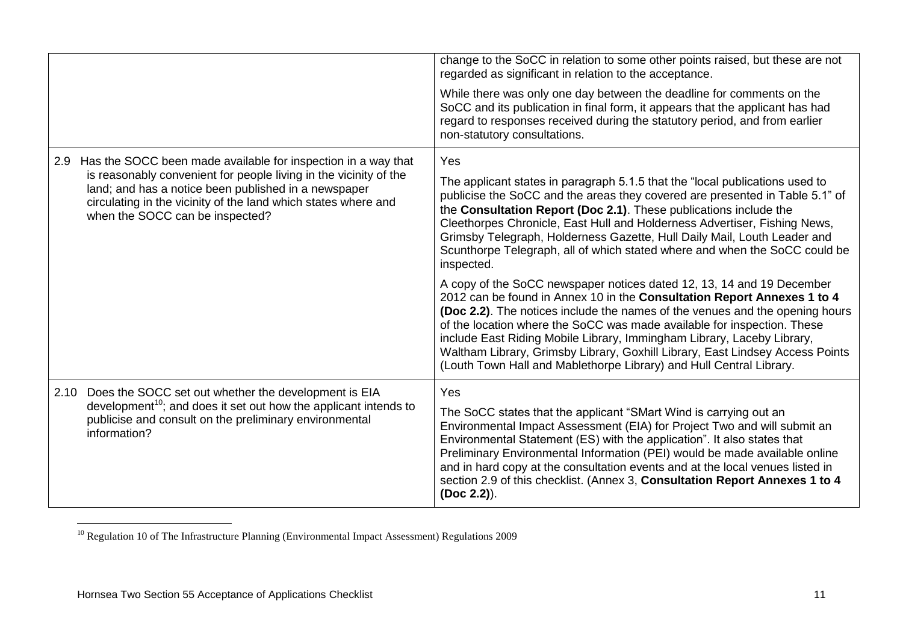| | |
|---|---|
| | change to the SoCC in relation to some other points raised, but these are not regarded as significant in relation to the acceptance.<br><br>While there was only one day between the deadline for comments on the SoCC and its publication in final form, it appears that the applicant has had regard to responses received during the statutory period, and from earlier non-statutory consultations. |
| 2.9 Has the SOCC been made available for inspection in a way that is reasonably convenient for people living in the vicinity of the land; and has a notice been published in a newspaper circulating in the vicinity of the land which states where and when the SOCC can be inspected? | Yes<br><br>The applicant states in paragraph 5.1.5 that the "local publications used to publicise the SoCC and the areas they covered are presented in Table 5.1" of the **Consultation Report (Doc 2.1)**. These publications include the Cleethorpes Chronicle, East Hull and Holderness Advertiser, Fishing News, Grimsby Telegraph, Holderness Gazette, Hull Daily Mail, Louth Leader and Scunthorpe Telegraph, all of which stated where and when the SoCC could be inspected.<br><br>A copy of the SoCC newspaper notices dated 12, 13, 14 and 19 December 2012 can be found in Annex 10 in the **Consultation Report Annexes 1 to 4 (Doc 2.2)**. The notices include the names of the venues and the opening hours of the location where the SoCC was made available for inspection. These include East Riding Mobile Library, Immingham Library, Laceby Library, Waltham Library, Grimsby Library, Goxhill Library, East Lindsey Access Points (Louth Town Hall and Mablethorpe Library) and Hull Central Library. |
| 2.10 Does the SOCC set out whether the development is EIA development[10]; and does it set out how the applicant intends to publicise and consult on the preliminary environmental information? | Yes<br><br>The SoCC states that the applicant "SMart Wind is carrying out an Environmental Impact Assessment (EIA) for Project Two and will submit an Environmental Statement (ES) with the application". It also states that Preliminary Environmental Information (PEI) would be made available online and in hard copy at the consultation events and at the local venues listed in section 2.9 of this checklist. (Annex 3, **Consultation Report Annexes 1 to 4 (Doc 2.2)**). |

[10] Regulation 10 of The Infrastructure Planning (Environmental Impact Assessment) Regulations 2009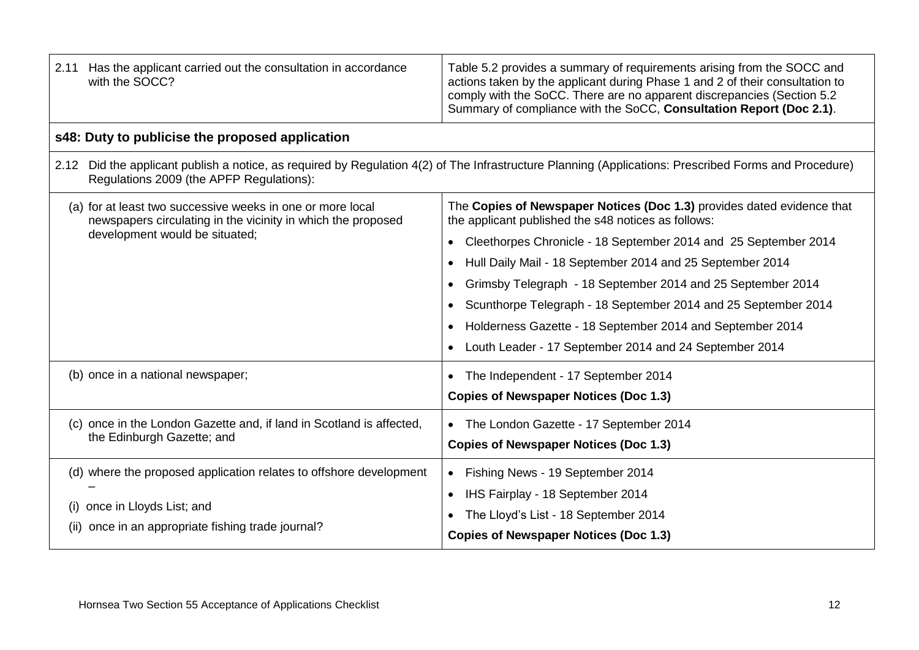| | |
|---|---|
| 2.11 Has the applicant carried out the consultation in accordance with the SOCC? | Table 5.2 provides a summary of requirements arising from the SOCC and actions taken by the applicant during Phase 1 and 2 of their consultation to comply with the SoCC. There are no apparent discrepancies (Section 5.2 Summary of compliance with the SoCC, **Consultation Report (Doc 2.1)**. |
| **s48: Duty to publicise the proposed application** | |
| 2.12 Did the applicant publish a notice, as required by Regulation 4(2) of The Infrastructure Planning (Applications: Prescribed Forms and Procedure) Regulations 2009 (the APFP Regulations): | |
| (a) for at least two successive weeks in one or more local newspapers circulating in the vicinity in which the proposed development would be situated; | The **Copies of Newspaper Notices (Doc 1.3)** provides dated evidence that the applicant published the s48 notices as follows:<br>• Cleethorpes Chronicle - 18 September 2014 and 25 September 2014<br>• Hull Daily Mail - 18 September 2014 and 25 September 2014<br>• Grimsby Telegraph - 18 September 2014 and 25 September 2014<br>• Scunthorpe Telegraph - 18 September 2014 and 25 September 2014<br>• Holderness Gazette - 18 September 2014 and September 2014<br>• Louth Leader - 17 September 2014 and 24 September 2014 |
| (b) once in a national newspaper; | • The Independent - 17 September 2014<br>**Copies of Newspaper Notices (Doc 1.3)** |
| (c) once in the London Gazette and, if land in Scotland is affected, the Edinburgh Gazette; and | • The London Gazette - 17 September 2014<br>**Copies of Newspaper Notices (Doc 1.3)** |
| (d) where the proposed application relates to offshore development –<br>(i) once in Lloyds List; and<br>(ii) once in an appropriate fishing trade journal? | • Fishing News - 19 September 2014<br>• IHS Fairplay - 18 September 2014<br>• The Lloyd's List - 18 September 2014<br>**Copies of Newspaper Notices (Doc 1.3)** |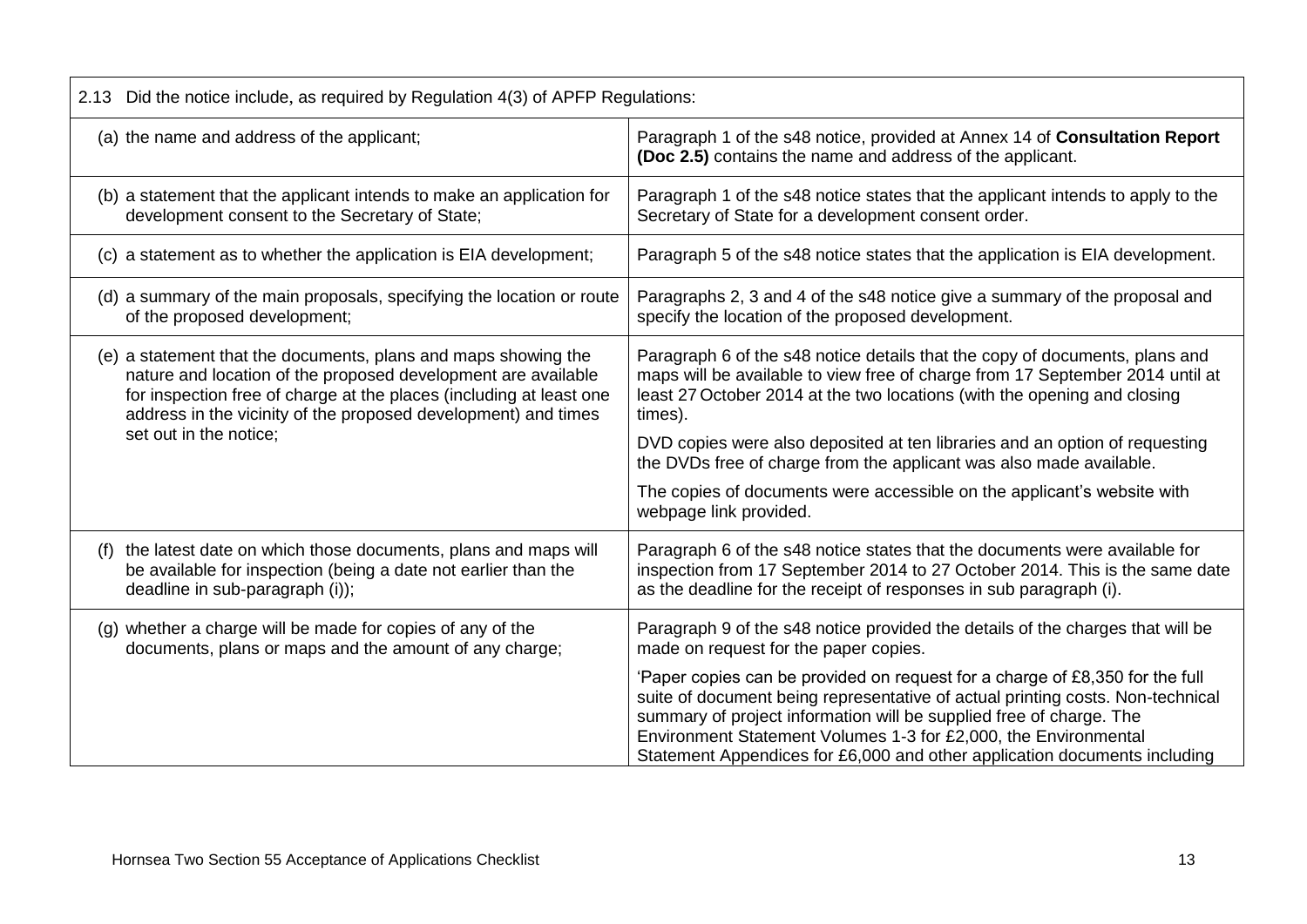| 2.13 Did the notice include, as required by Regulation 4(3) of APFP Regulations: | |
|---|---|
| (a) the name and address of the applicant; | Paragraph 1 of the s48 notice, provided at Annex 14 of **Consultation Report (Doc 2.5)** contains the name and address of the applicant. |
| (b) a statement that the applicant intends to make an application for development consent to the Secretary of State; | Paragraph 1 of the s48 notice states that the applicant intends to apply to the Secretary of State for a development consent order. |
| (c) a statement as to whether the application is EIA development; | Paragraph 5 of the s48 notice states that the application is EIA development. |
| (d) a summary of the main proposals, specifying the location or route of the proposed development; | Paragraphs 2, 3 and 4 of the s48 notice give a summary of the proposal and specify the location of the proposed development. |
| (e) a statement that the documents, plans and maps showing the nature and location of the proposed development are available for inspection free of charge at the places (including at least one address in the vicinity of the proposed development) and times set out in the notice; | Paragraph 6 of the s48 notice details that the copy of documents, plans and maps will be available to view free of charge from 17 September 2014 until at least 27 October 2014 at the two locations (with the opening and closing times).<br><br>DVD copies were also deposited at ten libraries and an option of requesting the DVDs free of charge from the applicant was also made available.<br><br>The copies of documents were accessible on the applicant's website with webpage link provided. |
| (f) the latest date on which those documents, plans and maps will be available for inspection (being a date not earlier than the deadline in sub-paragraph (i)); | Paragraph 6 of the s48 notice states that the documents were available for inspection from 17 September 2014 to 27 October 2014. This is the same date as the deadline for the receipt of responses in sub paragraph (i). |
| (g) whether a charge will be made for copies of any of the documents, plans or maps and the amount of any charge; | Paragraph 9 of the s48 notice provided the details of the charges that will be made on request for the paper copies.<br><br>'Paper copies can be provided on request for a charge of £8,350 for the full suite of document being representative of actual printing costs. Non-technical summary of project information will be supplied free of charge. The Environment Statement Volumes 1-3 for £2,000, the Environmental Statement Appendices for £6,000 and other application documents including |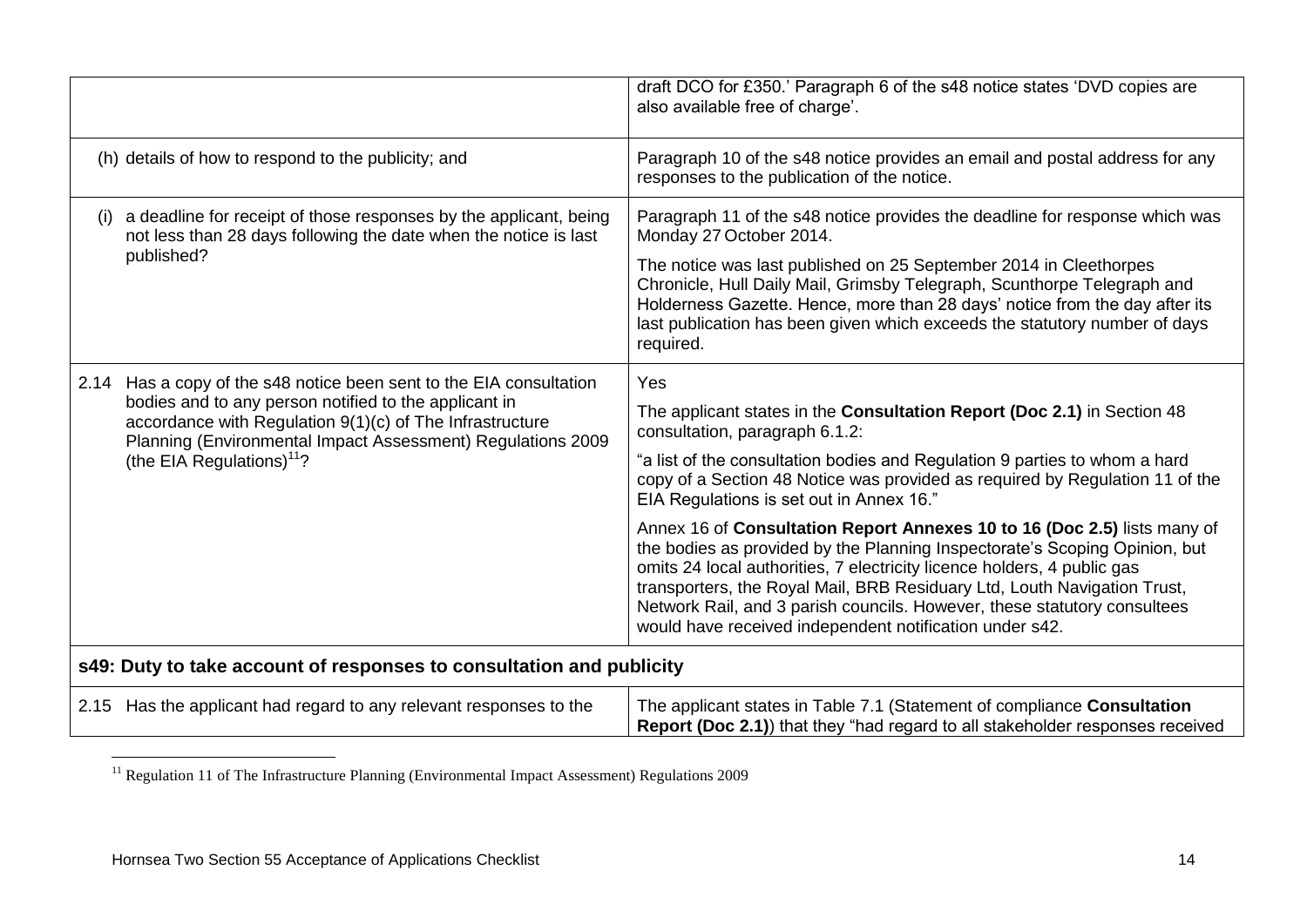| | |
|---|---|
| | draft DCO for £350.' Paragraph 6 of the s48 notice states 'DVD copies are also available free of charge'. |
| (h) details of how to respond to the publicity; and | Paragraph 10 of the s48 notice provides an email and postal address for any responses to the publication of the notice. |
| (i) a deadline for receipt of those responses by the applicant, being not less than 28 days following the date when the notice is last published? | Paragraph 11 of the s48 notice provides the deadline for response which was Monday 27 October 2014.<br><br>The notice was last published on 25 September 2014 in Cleethorpes Chronicle, Hull Daily Mail, Grimsby Telegraph, Scunthorpe Telegraph and Holderness Gazette. Hence, more than 28 days' notice from the day after its last publication has been given which exceeds the statutory number of days required. |
| 2.14 Has a copy of the s48 notice been sent to the EIA consultation bodies and to any person notified to the applicant in accordance with Regulation 9(1)(c) of The Infrastructure Planning (Environmental Impact Assessment) Regulations 2009 (the EIA Regulations)[11]? | Yes<br><br>The applicant states in the **Consultation Report (Doc 2.1)** in Section 48 consultation, paragraph 6.1.2:<br><br>"a list of the consultation bodies and Regulation 9 parties to whom a hard copy of a Section 48 Notice was provided as required by Regulation 11 of the EIA Regulations is set out in Annex 16."<br><br>Annex 16 of **Consultation Report Annexes 10 to 16 (Doc 2.5)** lists many of the bodies as provided by the Planning Inspectorate's Scoping Opinion, but omits 24 local authorities, 7 electricity licence holders, 4 public gas transporters, the Royal Mail, BRB Residuary Ltd, Louth Navigation Trust, Network Rail, and 3 parish councils. However, these statutory consultees would have received independent notification under s42. |
| **s49: Duty to take account of responses to consultation and publicity** | |
| 2.15 Has the applicant had regard to any relevant responses to the | The applicant states in Table 7.1 (Statement of compliance **Consultation Report (Doc 2.1)**) that they "had regard to all stakeholder responses received |

[11] Regulation 11 of The Infrastructure Planning (Environmental Impact Assessment) Regulations 2009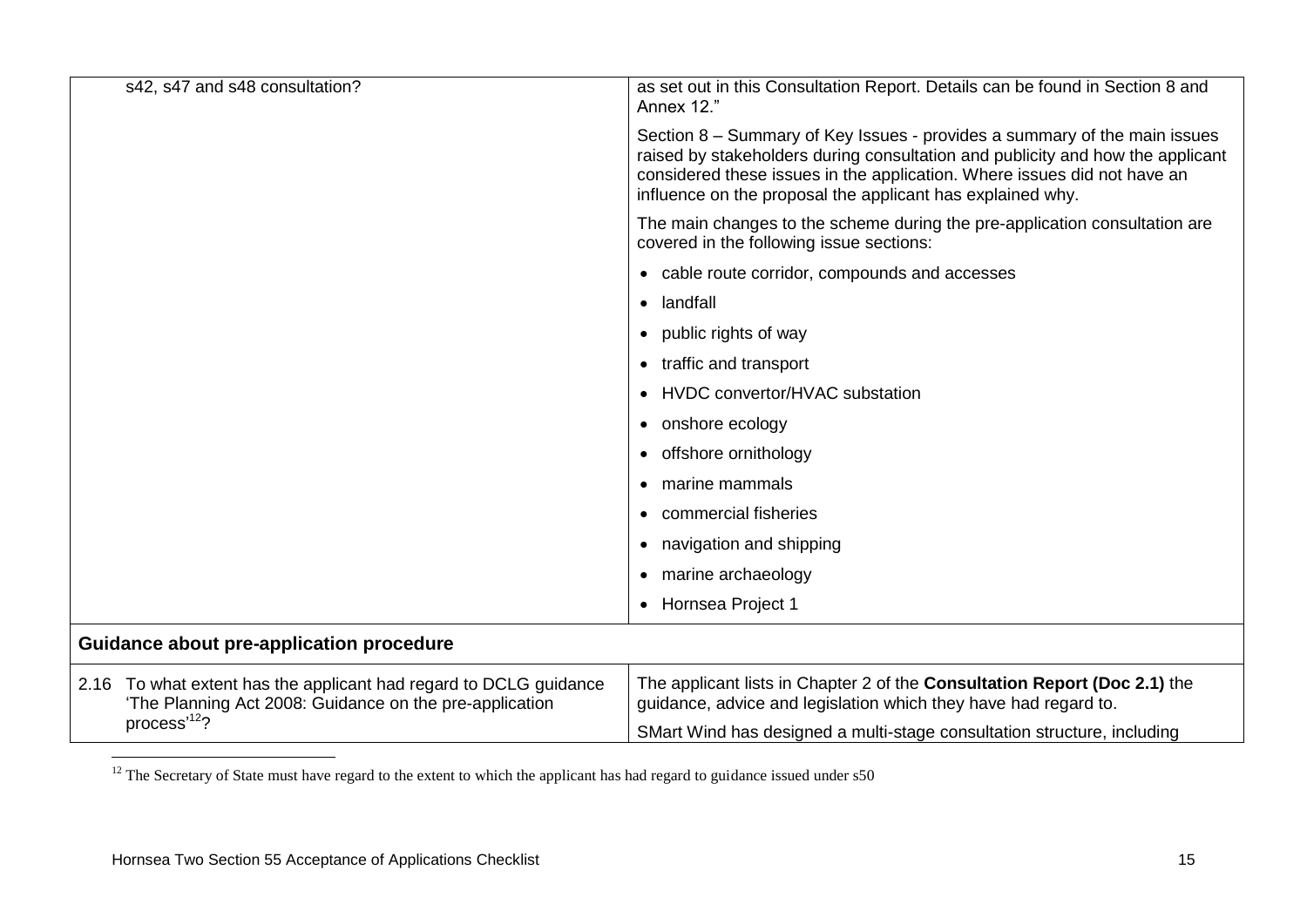| | |
|---|---|
| s42, s47 and s48 consultation? | as set out in this Consultation Report. Details can be found in Section 8 and Annex 12."<br><br>Section 8 – Summary of Key Issues - provides a summary of the main issues raised by stakeholders during consultation and publicity and how the applicant considered these issues in the application. Where issues did not have an influence on the proposal the applicant has explained why.<br><br>The main changes to the scheme during the pre-application consultation are covered in the following issue sections:<br><br>• cable route corridor, compounds and accesses<br>• landfall<br>• public rights of way<br>• traffic and transport<br>• HVDC convertor/HVAC substation<br>• onshore ecology<br>• offshore ornithology<br>• marine mammals<br>• commercial fisheries<br>• navigation and shipping<br>• marine archaeology<br>• Hornsea Project 1 |
| **Guidance about pre-application procedure** | |
| 2.16 To what extent has the applicant had regard to DCLG guidance 'The Planning Act 2008: Guidance on the pre-application process'[12]? | The applicant lists in Chapter 2 of the **Consultation Report (Doc 2.1)** the guidance, advice and legislation which they have had regard to.<br><br>SMart Wind has designed a multi-stage consultation structure, including |

[12] The Secretary of State must have regard to the extent to which the applicant has had regard to guidance issued under s50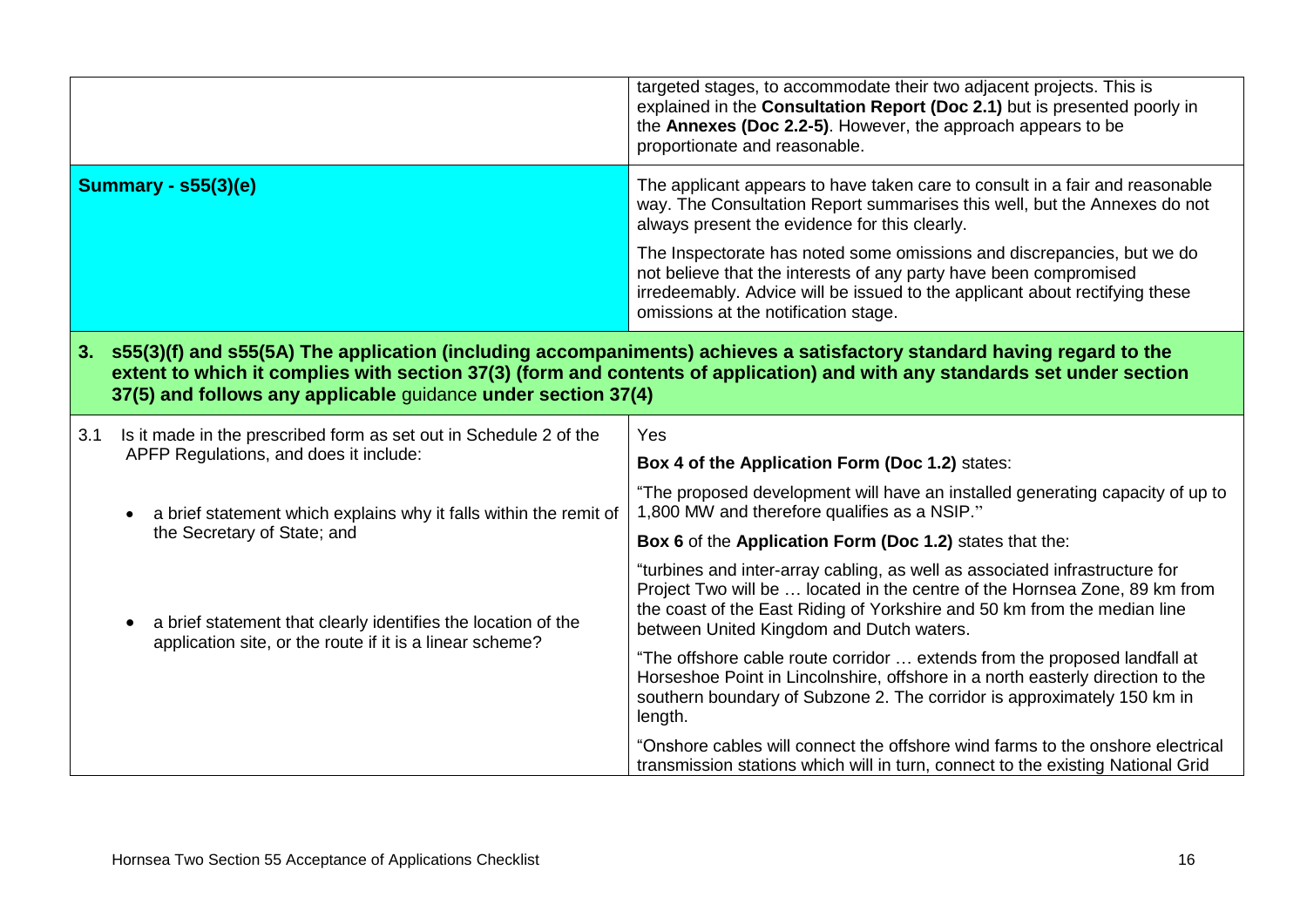| | |
|---|---|
| | targeted stages, to accommodate their two adjacent projects. This is explained in the **Consultation Report (Doc 2.1)** but is presented poorly in the **Annexes (Doc 2.2-5)**. However, the approach appears to be proportionate and reasonable. |
| **Summary - s55(3)(e)** | The applicant appears to have taken care to consult in a fair and reasonable way. The Consultation Report summarises this well, but the Annexes do not always present the evidence for this clearly.<br><br>The Inspectorate has noted some omissions and discrepancies, but we do not believe that the interests of any party have been compromised irredeemably. Advice will be issued to the applicant about rectifying these omissions at the notification stage. |
| **3. s55(3)(f) and s55(5A) The application (including accompaniments) achieves a satisfactory standard having regard to the extent to which it complies with section 37(3) (form and contents of application) and with any standards set under section 37(5) and follows any applicable** guidance **under section 37(4)** | |
| 3.1 Is it made in the prescribed form as set out in Schedule 2 of the APFP Regulations, and does it include:<br><br>• a brief statement which explains why it falls within the remit of the Secretary of State; and<br><br>• a brief statement that clearly identifies the location of the application site, or the route if it is a linear scheme? | Yes<br><br>**Box 4 of the Application Form (Doc 1.2)** states:<br><br>"The proposed development will have an installed generating capacity of up to 1,800 MW and therefore qualifies as a NSIP."<br><br>**Box 6** of the **Application Form (Doc 1.2)** states that the:<br><br>"turbines and inter-array cabling, as well as associated infrastructure for Project Two will be … located in the centre of the Hornsea Zone, 89 km from the coast of the East Riding of Yorkshire and 50 km from the median line between United Kingdom and Dutch waters.<br><br>"The offshore cable route corridor … extends from the proposed landfall at Horseshoe Point in Lincolnshire, offshore in a north easterly direction to the southern boundary of Subzone 2. The corridor is approximately 150 km in length.<br><br>"Onshore cables will connect the offshore wind farms to the onshore electrical transmission stations which will in turn, connect to the existing National Grid |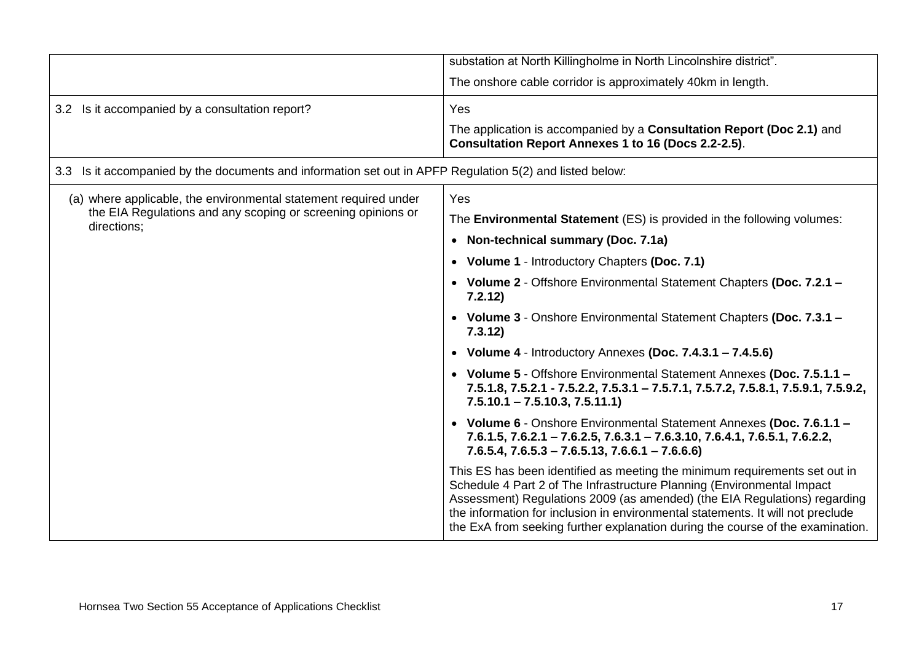| | |
|---|---|
| | substation at North Killingholme in North Lincolnshire district".<br><br>The onshore cable corridor is approximately 40km in length. |
| 3.2 Is it accompanied by a consultation report? | Yes<br><br>The application is accompanied by a **Consultation Report (Doc 2.1)** and **Consultation Report Annexes 1 to 16 (Docs 2.2-2.5)**. |
| 3.3 Is it accompanied by the documents and information set out in APFP Regulation 5(2) and listed below: | |
| (a) where applicable, the environmental statement required under the EIA Regulations and any scoping or screening opinions or directions; | Yes<br><br>The **Environmental Statement** (ES) is provided in the following volumes:<br><br>• **Non-technical summary (Doc. 7.1a)**<br>• **Volume 1** - Introductory Chapters **(Doc. 7.1)**<br>• **Volume 2** - Offshore Environmental Statement Chapters **(Doc. 7.2.1 – 7.2.12)**<br>• **Volume 3** - Onshore Environmental Statement Chapters **(Doc. 7.3.1 – 7.3.12)**<br>• **Volume 4** - Introductory Annexes **(Doc. 7.4.3.1 – 7.4.5.6)**<br>• **Volume 5** - Offshore Environmental Statement Annexes **(Doc. 7.5.1.1 – 7.5.1.8, 7.5.2.1 - 7.5.2.2, 7.5.3.1 – 7.5.7.1, 7.5.7.2, 7.5.8.1, 7.5.9.1, 7.5.9.2, 7.5.10.1 – 7.5.10.3, 7.5.11.1)**<br>• **Volume 6** - Onshore Environmental Statement Annexes **(Doc. 7.6.1.1 – 7.6.1.5, 7.6.2.1 – 7.6.2.5, 7.6.3.1 – 7.6.3.10, 7.6.4.1, 7.6.5.1, 7.6.2.2, 7.6.5.4, 7.6.5.3 – 7.6.5.13, 7.6.6.1 – 7.6.6.6)**<br><br>This ES has been identified as meeting the minimum requirements set out in Schedule 4 Part 2 of The Infrastructure Planning (Environmental Impact Assessment) Regulations 2009 (as amended) (the EIA Regulations) regarding the information for inclusion in environmental statements. It will not preclude the ExA from seeking further explanation during the course of the examination. |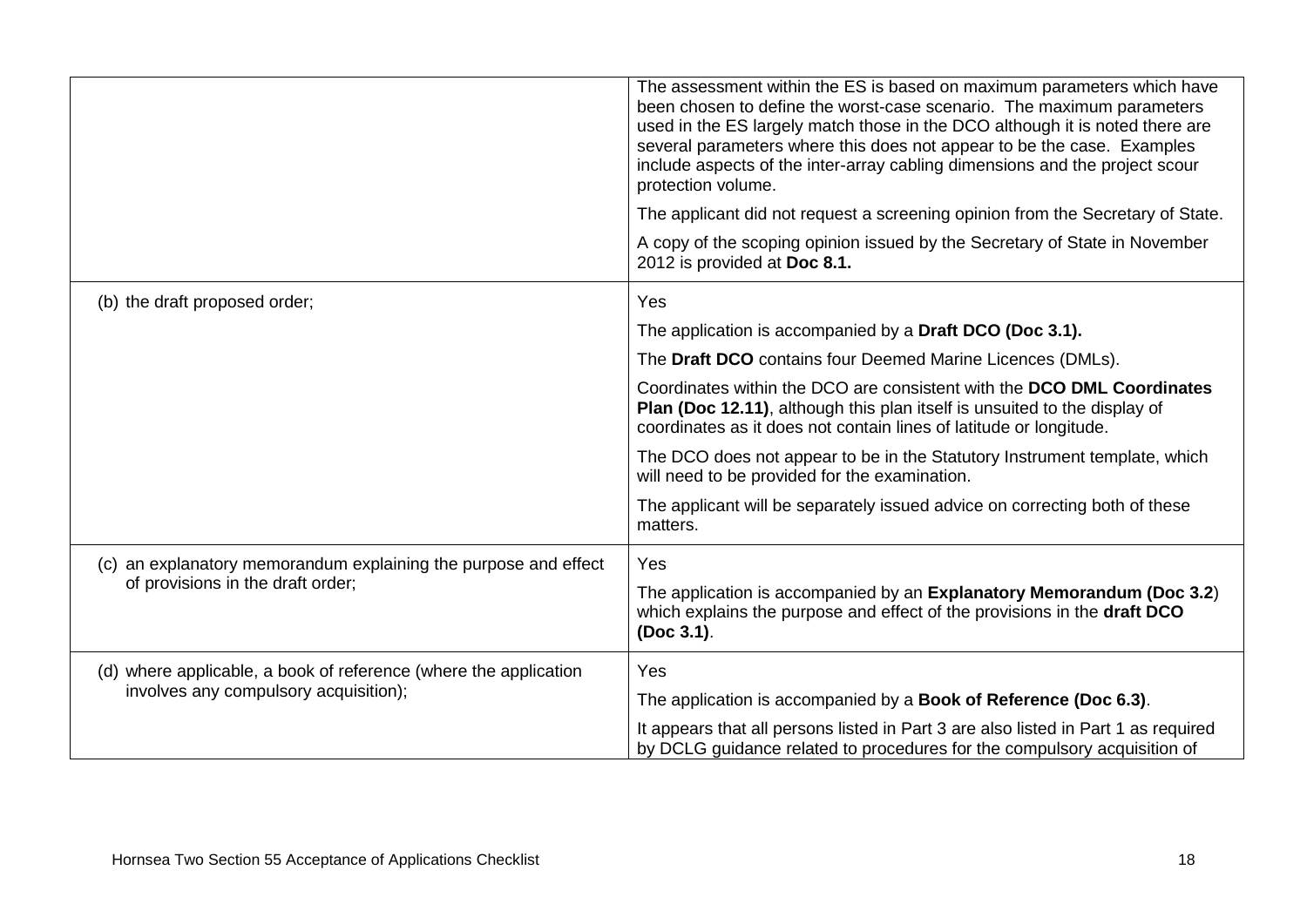| | |
|---|---|
| | The assessment within the ES is based on maximum parameters which have been chosen to define the worst-case scenario. The maximum parameters used in the ES largely match those in the DCO although it is noted there are several parameters where this does not appear to be the case. Examples include aspects of the inter-array cabling dimensions and the project scour protection volume.<br><br>The applicant did not request a screening opinion from the Secretary of State.<br><br>A copy of the scoping opinion issued by the Secretary of State in November 2012 is provided at **Doc 8.1.** |
| (b) the draft proposed order; | Yes<br><br>The application is accompanied by a **Draft DCO (Doc 3.1).**<br><br>The **Draft DCO** contains four Deemed Marine Licences (DMLs).<br><br>Coordinates within the DCO are consistent with the **DCO DML Coordinates Plan (Doc 12.11)**, although this plan itself is unsuited to the display of coordinates as it does not contain lines of latitude or longitude.<br><br>The DCO does not appear to be in the Statutory Instrument template, which will need to be provided for the examination.<br><br>The applicant will be separately issued advice on correcting both of these matters. |
| (c) an explanatory memorandum explaining the purpose and effect of provisions in the draft order; | Yes<br><br>The application is accompanied by an **Explanatory Memorandum (Doc 3.2**) which explains the purpose and effect of the provisions in the **draft DCO (Doc 3.1)**. |
| (d) where applicable, a book of reference (where the application involves any compulsory acquisition); | Yes<br><br>The application is accompanied by a **Book of Reference (Doc 6.3)**.<br><br>It appears that all persons listed in Part 3 are also listed in Part 1 as required by DCLG guidance related to procedures for the compulsory acquisition of |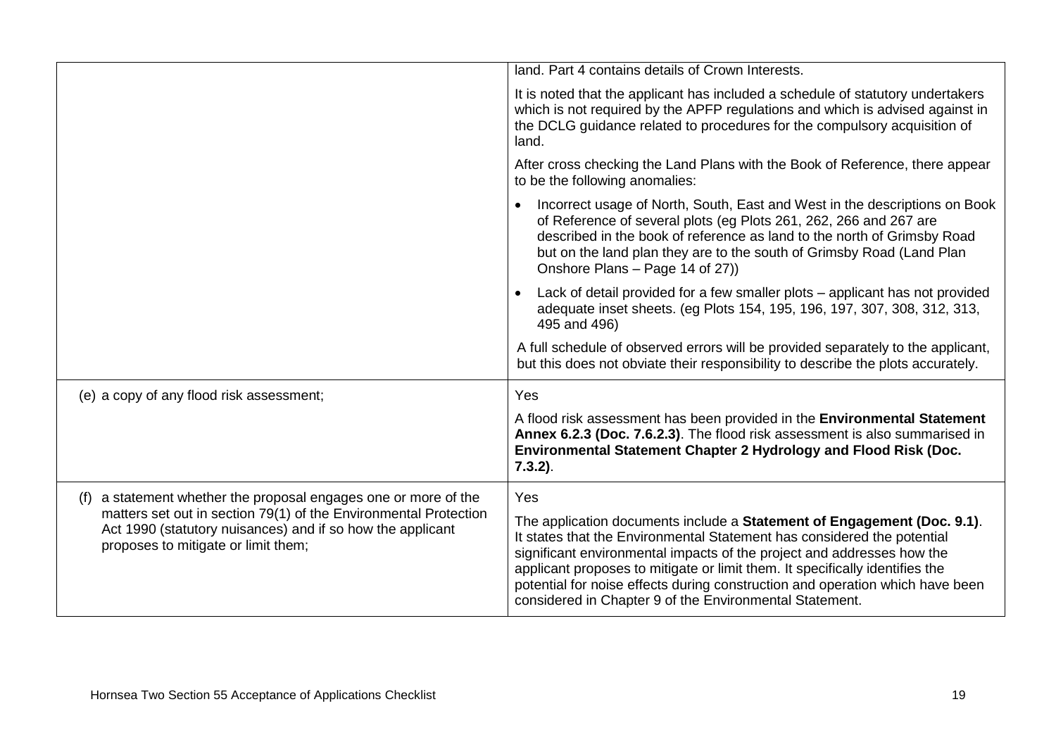| | |
|---|---|
| | land. Part 4 contains details of Crown Interests.<br><br>It is noted that the applicant has included a schedule of statutory undertakers which is not required by the APFP regulations and which is advised against in the DCLG guidance related to procedures for the compulsory acquisition of land.<br><br>After cross checking the Land Plans with the Book of Reference, there appear to be the following anomalies:<br><br>• Incorrect usage of North, South, East and West in the descriptions on Book of Reference of several plots (eg Plots 261, 262, 266 and 267 are described in the book of reference as land to the north of Grimsby Road but on the land plan they are to the south of Grimsby Road (Land Plan Onshore Plans – Page 14 of 27))<br><br>• Lack of detail provided for a few smaller plots – applicant has not provided adequate inset sheets. (eg Plots 154, 195, 196, 197, 307, 308, 312, 313, 495 and 496)<br><br>A full schedule of observed errors will be provided separately to the applicant, but this does not obviate their responsibility to describe the plots accurately. |
| (e) a copy of any flood risk assessment; | Yes<br><br>A flood risk assessment has been provided in the **Environmental Statement Annex 6.2.3 (Doc. 7.6.2.3)**. The flood risk assessment is also summarised in **Environmental Statement Chapter 2 Hydrology and Flood Risk (Doc. 7.3.2)**. |
| (f) a statement whether the proposal engages one or more of the matters set out in section 79(1) of the Environmental Protection Act 1990 (statutory nuisances) and if so how the applicant proposes to mitigate or limit them; | Yes<br><br>The application documents include a **Statement of Engagement (Doc. 9.1)**. It states that the Environmental Statement has considered the potential significant environmental impacts of the project and addresses how the applicant proposes to mitigate or limit them. It specifically identifies the potential for noise effects during construction and operation which have been considered in Chapter 9 of the Environmental Statement. |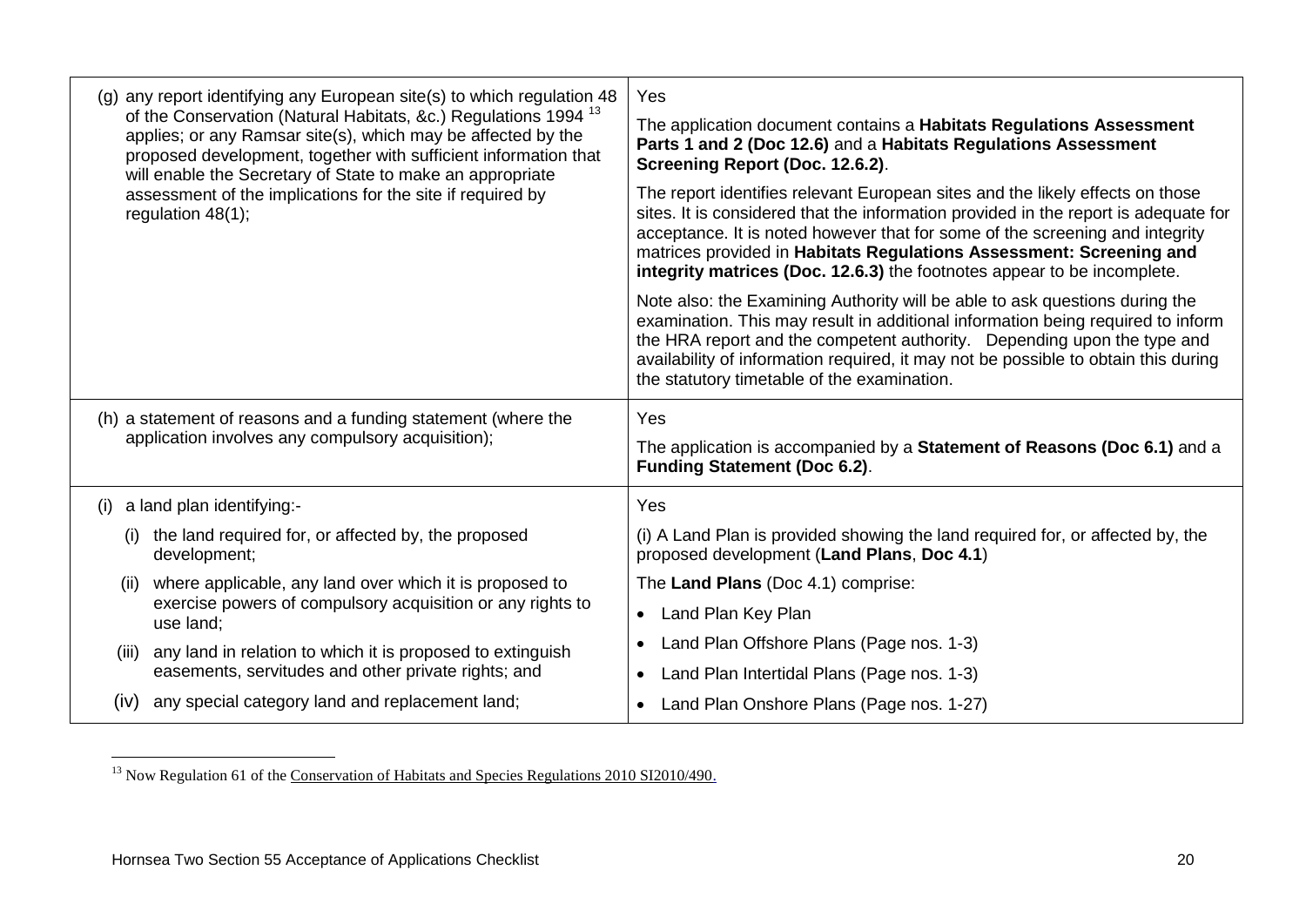| | |
|---|---|
| (g) any report identifying any European site(s) to which regulation 48 of the Conservation (Natural Habitats, &c.) Regulations 1994 [13] applies; or any Ramsar site(s), which may be affected by the proposed development, together with sufficient information that will enable the Secretary of State to make an appropriate assessment of the implications for the site if required by regulation 48(1); | Yes<br><br>The application document contains a **Habitats Regulations Assessment Parts 1 and 2 (Doc 12.6)** and a **Habitats Regulations Assessment Screening Report (Doc. 12.6.2)**.<br><br>The report identifies relevant European sites and the likely effects on those sites. It is considered that the information provided in the report is adequate for acceptance. It is noted however that for some of the screening and integrity matrices provided in **Habitats Regulations Assessment: Screening and integrity matrices (Doc. 12.6.3)** the footnotes appear to be incomplete.<br><br>Note also: the Examining Authority will be able to ask questions during the examination. This may result in additional information being required to inform the HRA report and the competent authority. Depending upon the type and availability of information required, it may not be possible to obtain this during the statutory timetable of the examination. |
| (h) a statement of reasons and a funding statement (where the application involves any compulsory acquisition); | Yes<br><br>The application is accompanied by a **Statement of Reasons (Doc 6.1)** and a **Funding Statement (Doc 6.2)**. |
| (i) a land plan identifying:-<br><br>(i) the land required for, or affected by, the proposed development;<br><br>(ii) where applicable, any land over which it is proposed to exercise powers of compulsory acquisition or any rights to use land;<br><br>(iii) any land in relation to which it is proposed to extinguish easements, servitudes and other private rights; and<br><br>(iv) any special category land and replacement land; | Yes<br><br>(i) A Land Plan is provided showing the land required for, or affected by, the proposed development (**Land Plans**, **Doc 4.1**)<br><br>The **Land Plans** (Doc 4.1) comprise:<br><br>• Land Plan Key Plan<br>• Land Plan Offshore Plans (Page nos. 1-3)<br>• Land Plan Intertidal Plans (Page nos. 1-3)<br>• Land Plan Onshore Plans (Page nos. 1-27) |

[13] Now Regulation 61 of the Conservation of Habitats and Species Regulations 2010 SI2010/490.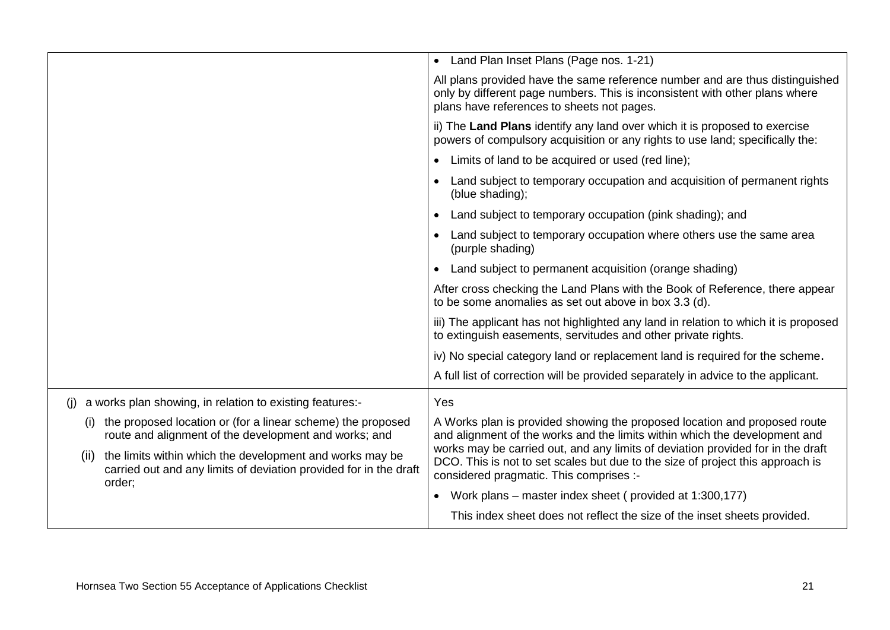| | |
|---|---|
| | • Land Plan Inset Plans (Page nos. 1-21)<br><br>All plans provided have the same reference number and are thus distinguished only by different page numbers. This is inconsistent with other plans where plans have references to sheets not pages.<br><br>ii) The **Land Plans** identify any land over which it is proposed to exercise powers of compulsory acquisition or any rights to use land; specifically the:<br><br>• Limits of land to be acquired or used (red line);<br>• Land subject to temporary occupation and acquisition of permanent rights (blue shading);<br>• Land subject to temporary occupation (pink shading); and<br>• Land subject to temporary occupation where others use the same area (purple shading)<br>• Land subject to permanent acquisition (orange shading)<br><br>After cross checking the Land Plans with the Book of Reference, there appear to be some anomalies as set out above in box 3.3 (d).<br><br>iii) The applicant has not highlighted any land in relation to which it is proposed to extinguish easements, servitudes and other private rights.<br><br>iv) No special category land or replacement land is required for the scheme.<br><br>A full list of correction will be provided separately in advice to the applicant. |
| (j) a works plan showing, in relation to existing features:-<br><br>(i) the proposed location or (for a linear scheme) the proposed route and alignment of the development and works; and<br><br>(ii) the limits within which the development and works may be carried out and any limits of deviation provided for in the draft order; | Yes<br><br>A Works plan is provided showing the proposed location and proposed route and alignment of the works and the limits within which the development and works may be carried out, and any limits of deviation provided for in the draft DCO. This is not to set scales but due to the size of project this approach is considered pragmatic. This comprises :-<br><br>• Work plans – master index sheet ( provided at 1:300,177)<br><br>This index sheet does not reflect the size of the inset sheets provided. |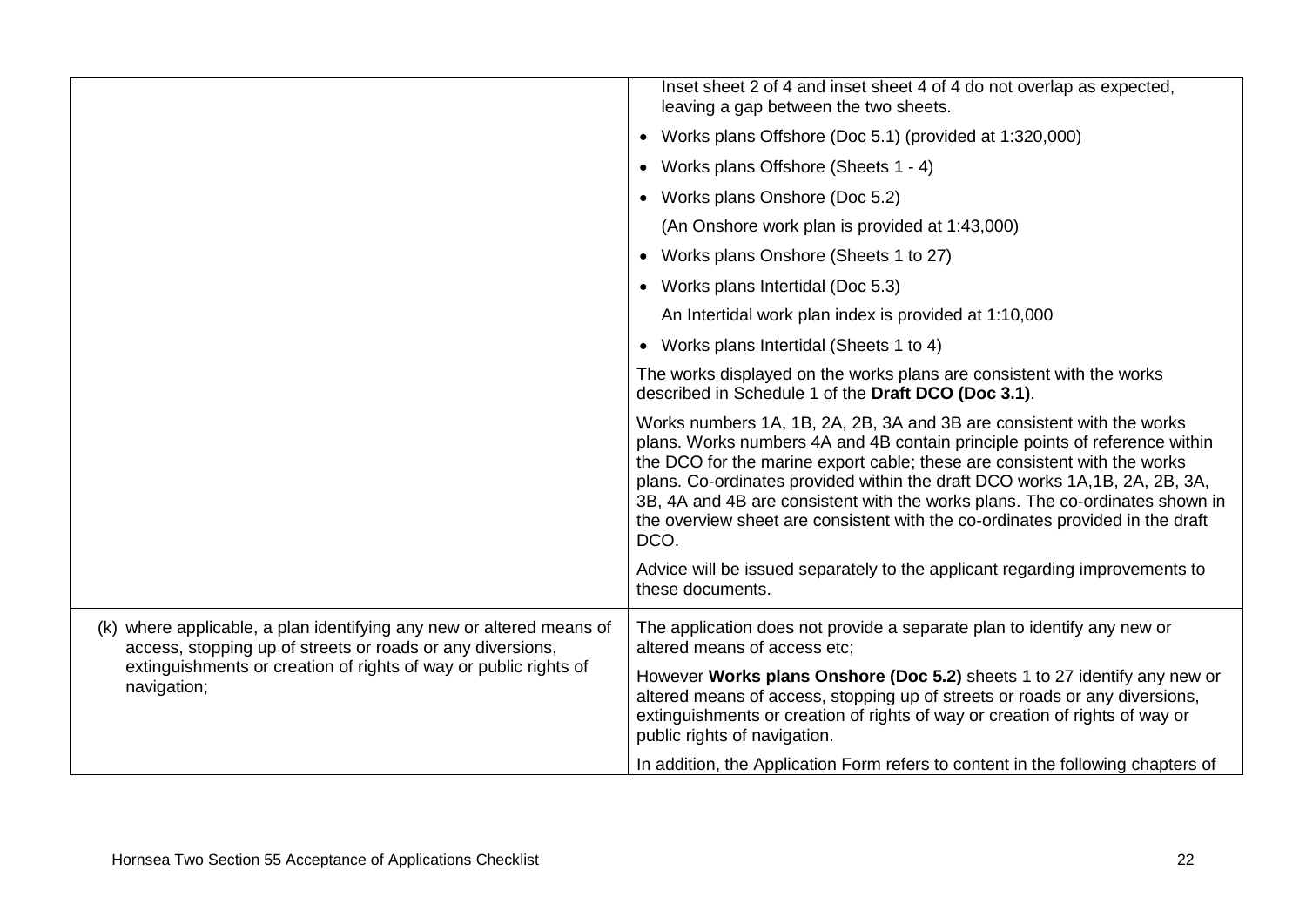| | |
|---|---|
| | Inset sheet 2 of 4 and inset sheet 4 of 4 do not overlap as expected, leaving a gap between the two sheets.<br>• Works plans Offshore (Doc 5.1) (provided at 1:320,000)<br>• Works plans Offshore (Sheets 1 - 4)<br>• Works plans Onshore (Doc 5.2)<br>(An Onshore work plan is provided at 1:43,000)<br>• Works plans Onshore (Sheets 1 to 27)<br>• Works plans Intertidal (Doc 5.3)<br>An Intertidal work plan index is provided at 1:10,000<br>• Works plans Intertidal (Sheets 1 to 4)<br>The works displayed on the works plans are consistent with the works described in Schedule 1 of the **Draft DCO (Doc 3.1)**.<br>Works numbers 1A, 1B, 2A, 2B, 3A and 3B are consistent with the works plans. Works numbers 4A and 4B contain principle points of reference within the DCO for the marine export cable; these are consistent with the works plans. Co-ordinates provided within the draft DCO works 1A,1B, 2A, 2B, 3A, 3B, 4A and 4B are consistent with the works plans. The co-ordinates shown in the overview sheet are consistent with the co-ordinates provided in the draft DCO.<br>Advice will be issued separately to the applicant regarding improvements to these documents. |
| (k) where applicable, a plan identifying any new or altered means of access, stopping up of streets or roads or any diversions, extinguishments or creation of rights of way or public rights of navigation; | The application does not provide a separate plan to identify any new or altered means of access etc;<br>However **Works plans Onshore (Doc 5.2)** sheets 1 to 27 identify any new or altered means of access, stopping up of streets or roads or any diversions, extinguishments or creation of rights of way or creation of rights of way or public rights of navigation.<br>In addition, the Application Form refers to content in the following chapters of |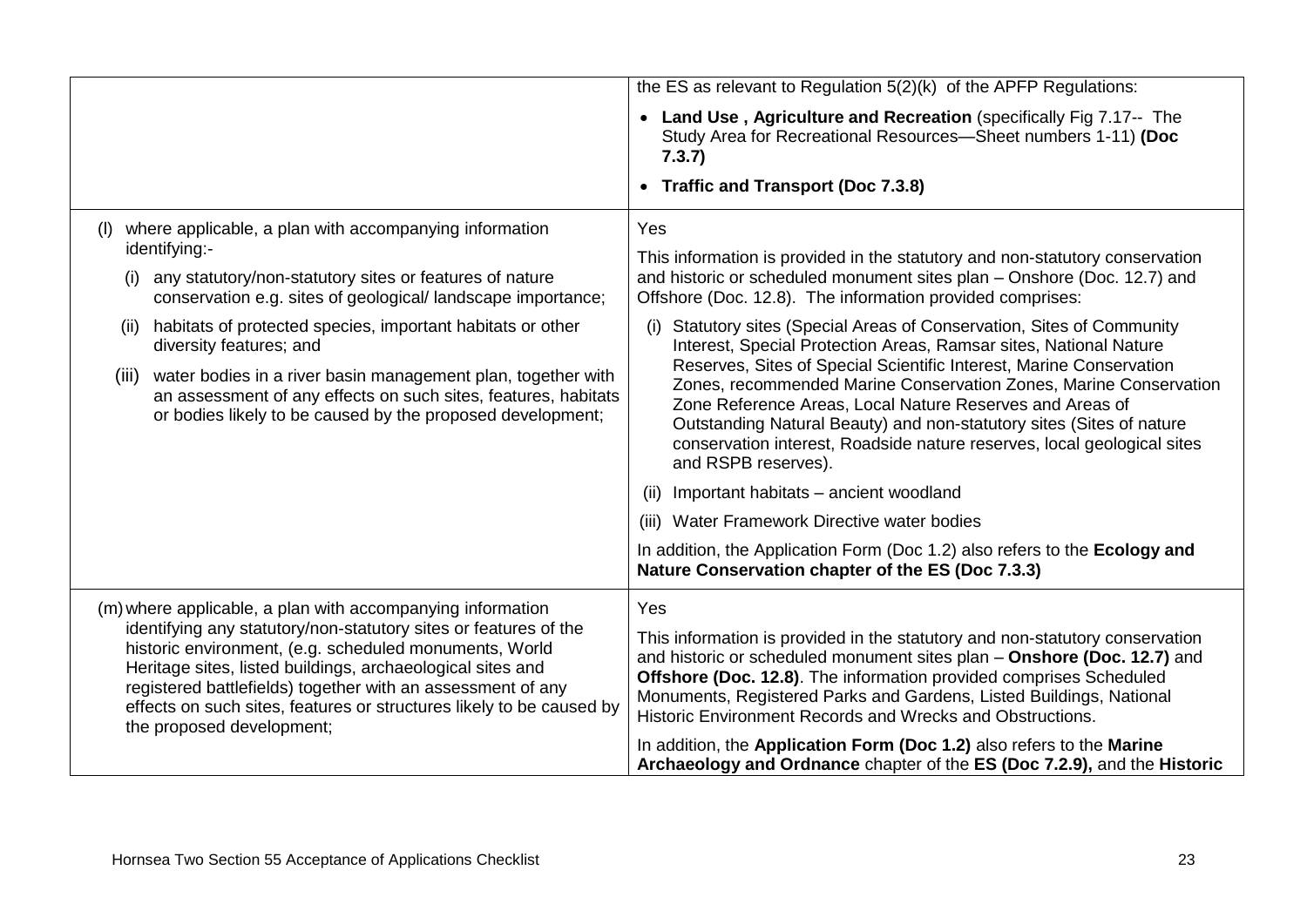| | |
|---|---|
| | the ES as relevant to Regulation 5(2)(k) of the APFP Regulations:<br>• **Land Use , Agriculture and Recreation** (specifically Fig 7.17-- The Study Area for Recreational Resources—Sheet numbers 1-11) **(Doc 7.3.7)**<br>• **Traffic and Transport (Doc 7.3.8)** |
| (l) where applicable, a plan with accompanying information identifying:-<br>(i) any statutory/non-statutory sites or features of nature conservation e.g. sites of geological/ landscape importance;<br>(ii) habitats of protected species, important habitats or other diversity features; and<br>(iii) water bodies in a river basin management plan, together with an assessment of any effects on such sites, features, habitats or bodies likely to be caused by the proposed development; | Yes<br>This information is provided in the statutory and non-statutory conservation and historic or scheduled monument sites plan – Onshore (Doc. 12.7) and Offshore (Doc. 12.8). The information provided comprises:<br>(i) Statutory sites (Special Areas of Conservation, Sites of Community Interest, Special Protection Areas, Ramsar sites, National Nature Reserves, Sites of Special Scientific Interest, Marine Conservation Zones, recommended Marine Conservation Zones, Marine Conservation Zone Reference Areas, Local Nature Reserves and Areas of Outstanding Natural Beauty) and non-statutory sites (Sites of nature conservation interest, Roadside nature reserves, local geological sites and RSPB reserves).<br>(ii) Important habitats – ancient woodland<br>(iii) Water Framework Directive water bodies<br>In addition, the Application Form (Doc 1.2) also refers to the **Ecology and Nature Conservation chapter of the ES (Doc 7.3.3)** |
| (m) where applicable, a plan with accompanying information identifying any statutory/non-statutory sites or features of the historic environment, (e.g. scheduled monuments, World Heritage sites, listed buildings, archaeological sites and registered battlefields) together with an assessment of any effects on such sites, features or structures likely to be caused by the proposed development; | Yes<br>This information is provided in the statutory and non-statutory conservation and historic or scheduled monument sites plan – **Onshore (Doc. 12.7)** and **Offshore (Doc. 12.8)**. The information provided comprises Scheduled Monuments, Registered Parks and Gardens, Listed Buildings, National Historic Environment Records and Wrecks and Obstructions.<br>In addition, the **Application Form (Doc 1.2)** also refers to the **Marine Archaeology and Ordnance** chapter of the **ES (Doc 7.2.9),** and the **Historic** |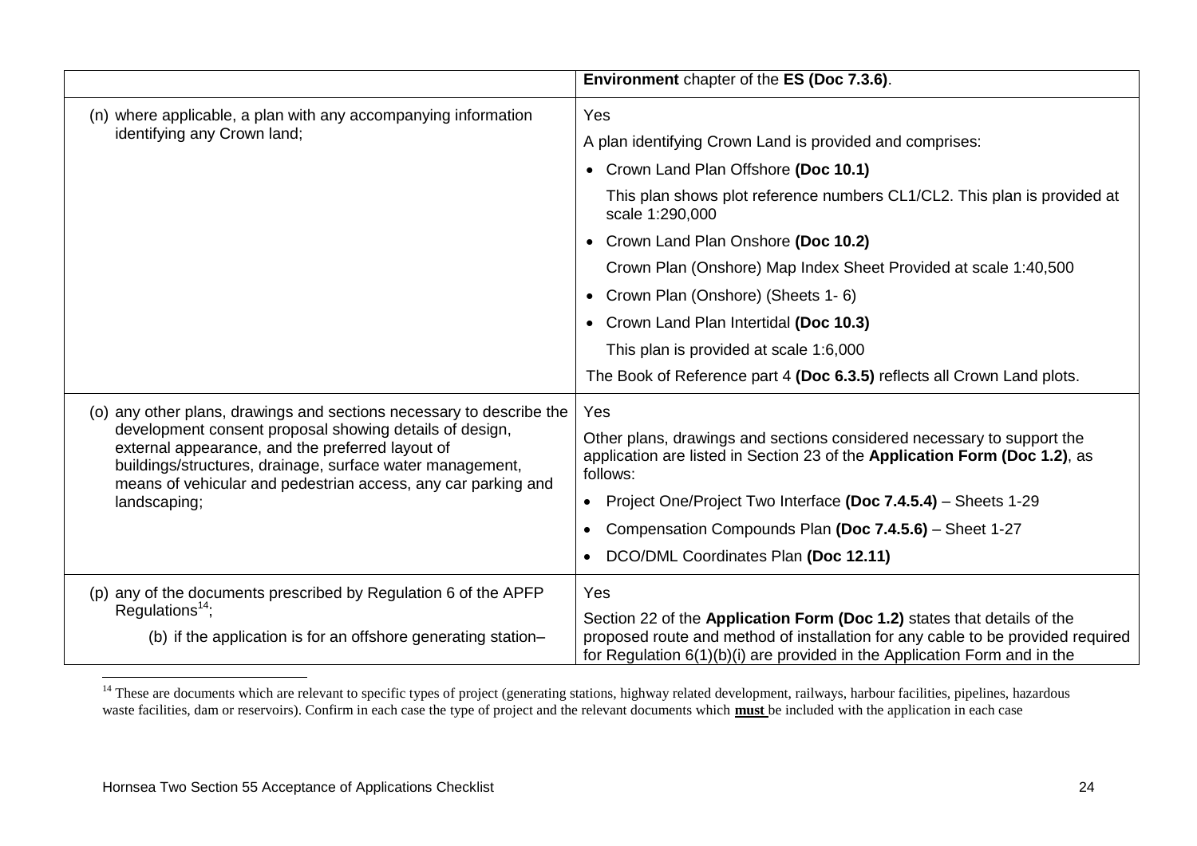| | |
|---|---|
| | **Environment** chapter of the **ES (Doc 7.3.6)**. |
| (n) where applicable, a plan with any accompanying information identifying any Crown land; | Yes<br>A plan identifying Crown Land is provided and comprises:<br>• Crown Land Plan Offshore **(Doc 10.1)**<br>This plan shows plot reference numbers CL1/CL2. This plan is provided at scale 1:290,000<br>• Crown Land Plan Onshore **(Doc 10.2)**<br>Crown Plan (Onshore) Map Index Sheet Provided at scale 1:40,500<br>• Crown Plan (Onshore) (Sheets 1- 6)<br>• Crown Land Plan Intertidal **(Doc 10.3)**<br>This plan is provided at scale 1:6,000<br>The Book of Reference part 4 **(Doc 6.3.5)** reflects all Crown Land plots. |
| (o) any other plans, drawings and sections necessary to describe the development consent proposal showing details of design, external appearance, and the preferred layout of buildings/structures, drainage, surface water management, means of vehicular and pedestrian access, any car parking and landscaping; | Yes<br>Other plans, drawings and sections considered necessary to support the application are listed in Section 23 of the **Application Form (Doc 1.2)**, as follows:<br>• Project One/Project Two Interface **(Doc 7.4.5.4)** – Sheets 1-29<br>• Compensation Compounds Plan **(Doc 7.4.5.6)** – Sheet 1-27<br>• DCO/DML Coordinates Plan **(Doc 12.11)** |
| (p) any of the documents prescribed by Regulation 6 of the APFP Regulations[14];<br>(b) if the application is for an offshore generating station– | Yes<br>Section 22 of the **Application Form (Doc 1.2)** states that details of the proposed route and method of installation for any cable to be provided required for Regulation 6(1)(b)(i) are provided in the Application Form and in the |

[14] These are documents which are relevant to specific types of project (generating stations, highway related development, railways, harbour facilities, pipelines, hazardous waste facilities, dam or reservoirs). Confirm in each case the type of project and the relevant documents which **must** be included with the application in each case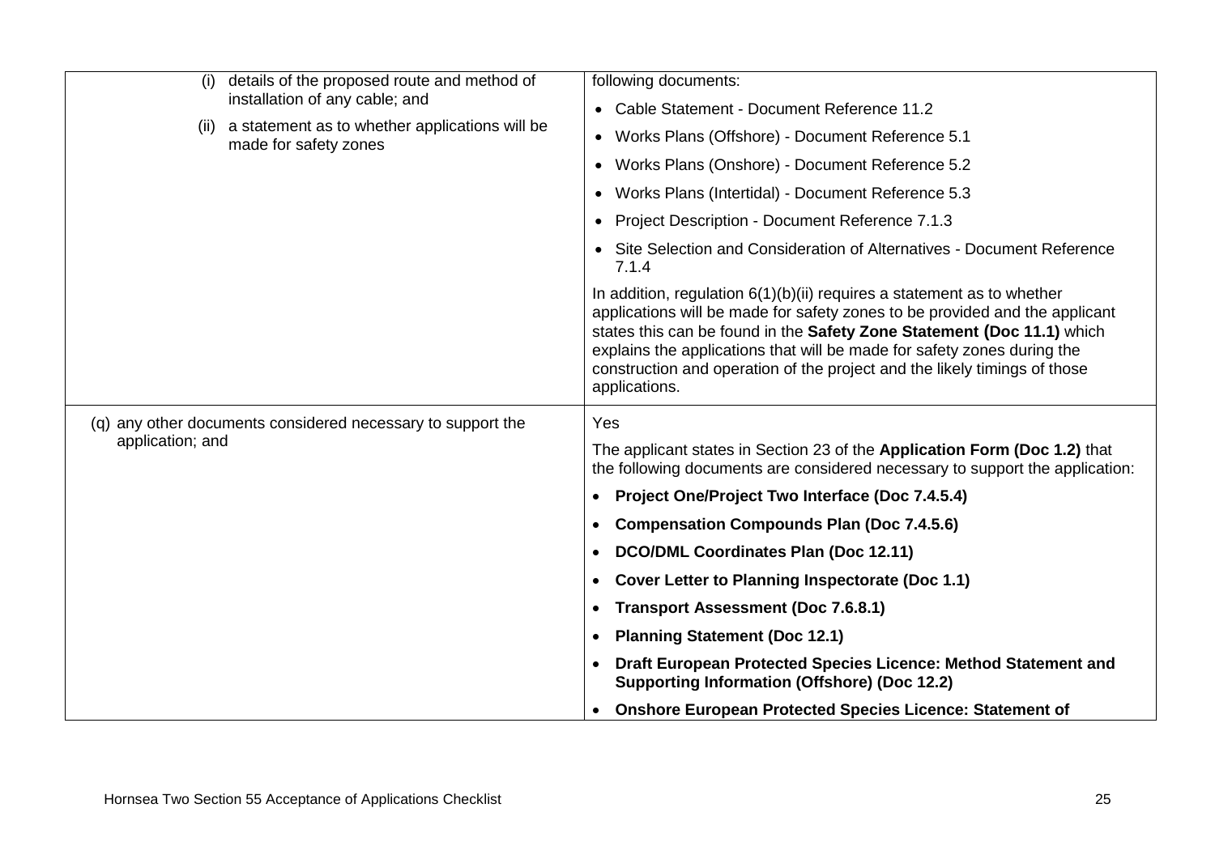| | |
|---|---|
| (i) details of the proposed route and method of installation of any cable; and<br><br>(ii) a statement as to whether applications will be made for safety zones | following documents:<br><br>• Cable Statement - Document Reference 11.2<br>• Works Plans (Offshore) - Document Reference 5.1<br>• Works Plans (Onshore) - Document Reference 5.2<br>• Works Plans (Intertidal) - Document Reference 5.3<br>• Project Description - Document Reference 7.1.3<br>• Site Selection and Consideration of Alternatives - Document Reference 7.1.4<br><br>In addition, regulation 6(1)(b)(ii) requires a statement as to whether applications will be made for safety zones to be provided and the applicant states this can be found in the **Safety Zone Statement (Doc 11.1)** which explains the applications that will be made for safety zones during the construction and operation of the project and the likely timings of those applications. |
| (q) any other documents considered necessary to support the application; and | Yes<br><br>The applicant states in Section 23 of the **Application Form (Doc 1.2)** that the following documents are considered necessary to support the application:<br><br>• **Project One/Project Two Interface (Doc 7.4.5.4)**<br>• **Compensation Compounds Plan (Doc 7.4.5.6)**<br>• **DCO/DML Coordinates Plan (Doc 12.11)**<br>• **Cover Letter to Planning Inspectorate (Doc 1.1)**<br>• **Transport Assessment (Doc 7.6.8.1)**<br>• **Planning Statement (Doc 12.1)**<br>• **Draft European Protected Species Licence: Method Statement and Supporting Information (Offshore) (Doc 12.2)**<br>• **Onshore European Protected Species Licence: Statement of** |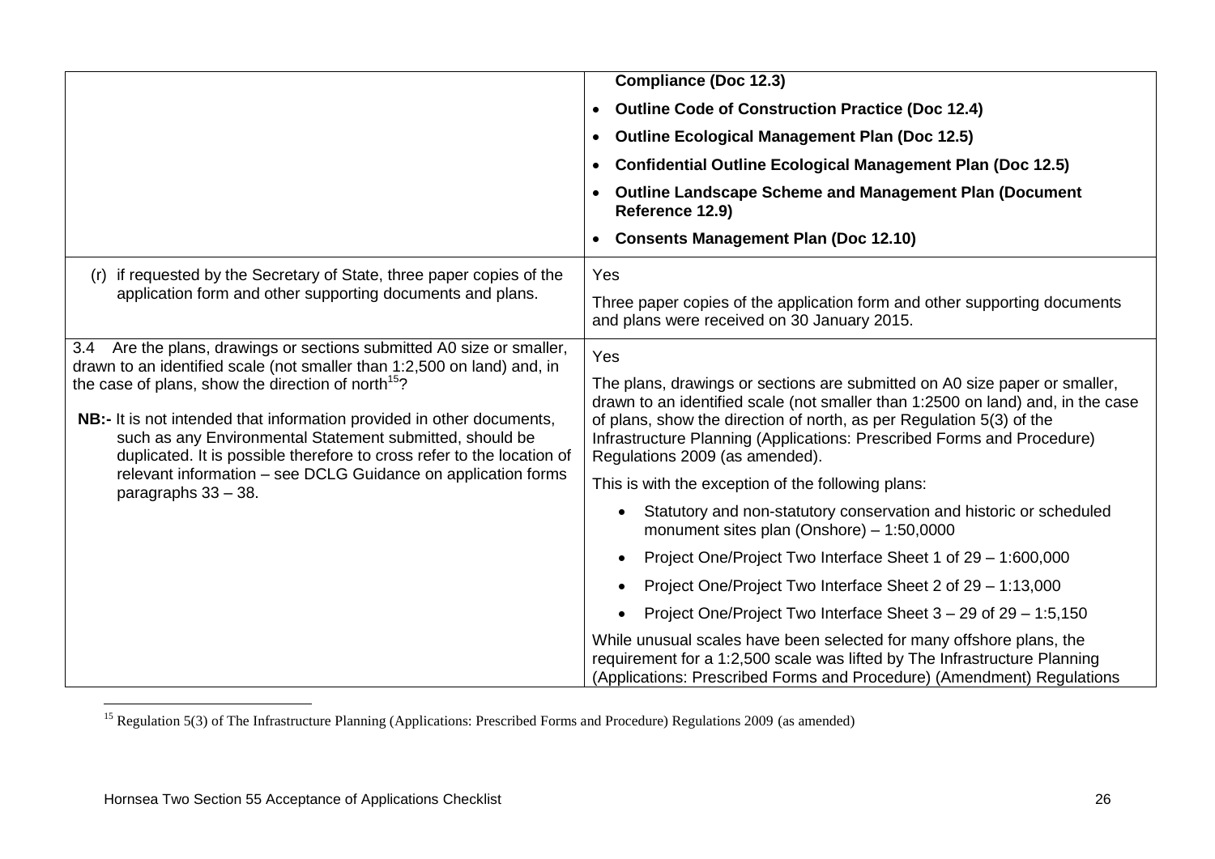| | |
|---|---|
| | **Compliance (Doc 12.3)**<br>• **Outline Code of Construction Practice (Doc 12.4)**<br>• **Outline Ecological Management Plan (Doc 12.5)**<br>• **Confidential Outline Ecological Management Plan (Doc 12.5)**<br>• **Outline Landscape Scheme and Management Plan (Document Reference 12.9)**<br>• **Consents Management Plan (Doc 12.10)** |
| (r) if requested by the Secretary of State, three paper copies of the application form and other supporting documents and plans. | Yes<br><br>Three paper copies of the application form and other supporting documents and plans were received on 30 January 2015. |
| 3.4 Are the plans, drawings or sections submitted A0 size or smaller, drawn to an identified scale (not smaller than 1:2,500 on land) and, in the case of plans, show the direction of north[15]?<br><br>**NB:-** It is not intended that information provided in other documents, such as any Environmental Statement submitted, should be duplicated. It is possible therefore to cross refer to the location of relevant information – see DCLG Guidance on application forms paragraphs 33 – 38. | Yes<br><br>The plans, drawings or sections are submitted on A0 size paper or smaller, drawn to an identified scale (not smaller than 1:2500 on land) and, in the case of plans, show the direction of north, as per Regulation 5(3) of the Infrastructure Planning (Applications: Prescribed Forms and Procedure) Regulations 2009 (as amended).<br><br>This is with the exception of the following plans:<br>• Statutory and non-statutory conservation and historic or scheduled monument sites plan (Onshore) – 1:50,0000<br>• Project One/Project Two Interface Sheet 1 of 29 – 1:600,000<br>• Project One/Project Two Interface Sheet 2 of 29 – 1:13,000<br>• Project One/Project Two Interface Sheet 3 – 29 of 29 – 1:5,150<br><br>While unusual scales have been selected for many offshore plans, the requirement for a 1:2,500 scale was lifted by The Infrastructure Planning (Applications: Prescribed Forms and Procedure) (Amendment) Regulations |

[15] Regulation 5(3) of The Infrastructure Planning (Applications: Prescribed Forms and Procedure) Regulations 2009 (as amended)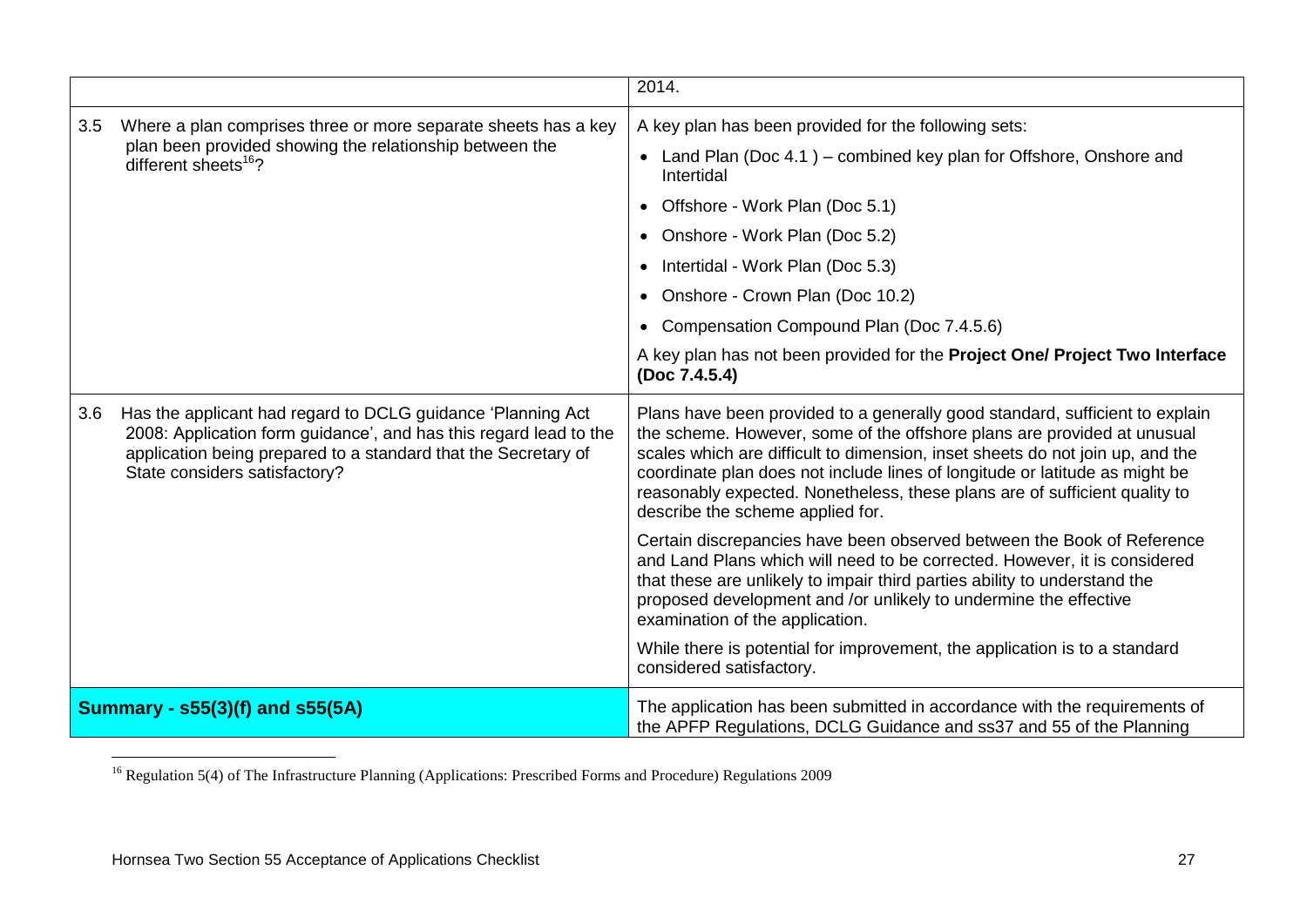| | |
|---|---|
| | 2014. |
| 3.5 Where a plan comprises three or more separate sheets has a key plan been provided showing the relationship between the different sheets[16]? | A key plan has been provided for the following sets:<br>• Land Plan (Doc 4.1 ) – combined key plan for Offshore, Onshore and Intertidal<br>• Offshore - Work Plan (Doc 5.1)<br>• Onshore - Work Plan (Doc 5.2)<br>• Intertidal - Work Plan (Doc 5.3)<br>• Onshore - Crown Plan (Doc 10.2)<br>• Compensation Compound Plan (Doc 7.4.5.6)<br>A key plan has not been provided for the **Project One/ Project Two Interface (Doc 7.4.5.4)** |
| 3.6 Has the applicant had regard to DCLG guidance 'Planning Act 2008: Application form guidance', and has this regard lead to the application being prepared to a standard that the Secretary of State considers satisfactory? | Plans have been provided to a generally good standard, sufficient to explain the scheme. However, some of the offshore plans are provided at unusual scales which are difficult to dimension, inset sheets do not join up, and the coordinate plan does not include lines of longitude or latitude as might be reasonably expected. Nonetheless, these plans are of sufficient quality to describe the scheme applied for.<br>Certain discrepancies have been observed between the Book of Reference and Land Plans which will need to be corrected. However, it is considered that these are unlikely to impair third parties ability to understand the proposed development and /or unlikely to undermine the effective examination of the application.<br>While there is potential for improvement, the application is to a standard considered satisfactory. |
| **Summary - s55(3)(f) and s55(5A)** | The application has been submitted in accordance with the requirements of the APFP Regulations, DCLG Guidance and ss37 and 55 of the Planning |

[16] Regulation 5(4) of The Infrastructure Planning (Applications: Prescribed Forms and Procedure) Regulations 2009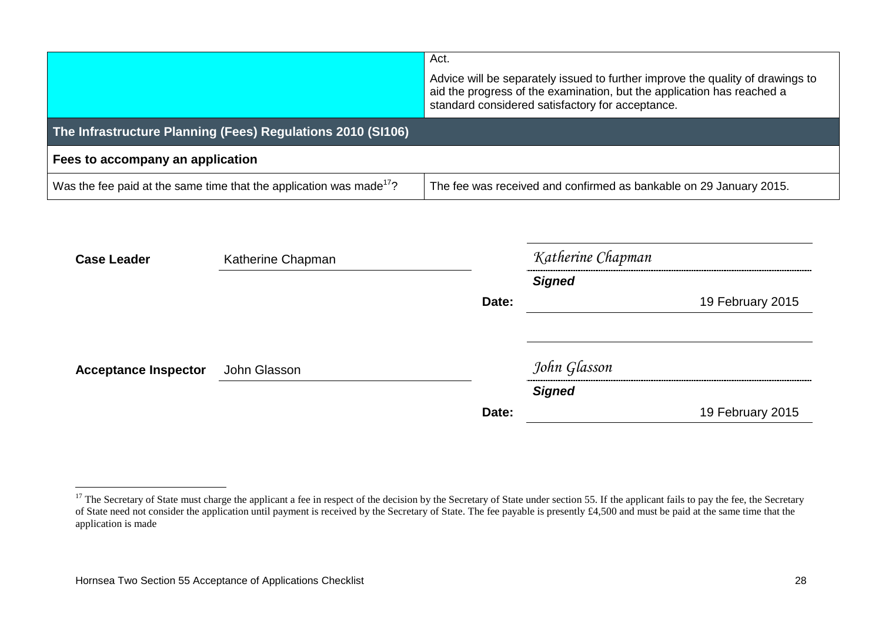| | |
|---|---|
| | Act.<br><br>Advice will be separately issued to further improve the quality of drawings to aid the progress of the examination, but the application has reached a standard considered satisfactory for acceptance. |
| **The Infrastructure Planning (Fees) Regulations 2010 (SI106)** | |
| **Fees to accompany an application** | |
| Was the fee paid at the same time that the application was made[17]? | The fee was received and confirmed as bankable on 29 January 2015. |

**Case Leader** Katherine Chapman

*Katherine Chapman*

***Signed***

**Date:** 19 February 2015

**Acceptance Inspector** John Glasson

*John Glasson*

***Signed***

**Date:** 19 February 2015

[17] The Secretary of State must charge the applicant a fee in respect of the decision by the Secretary of State under section 55. If the applicant fails to pay the fee, the Secretary of State need not consider the application until payment is received by the Secretary of State. The fee payable is presently £4,500 and must be paid at the same time that the application is made